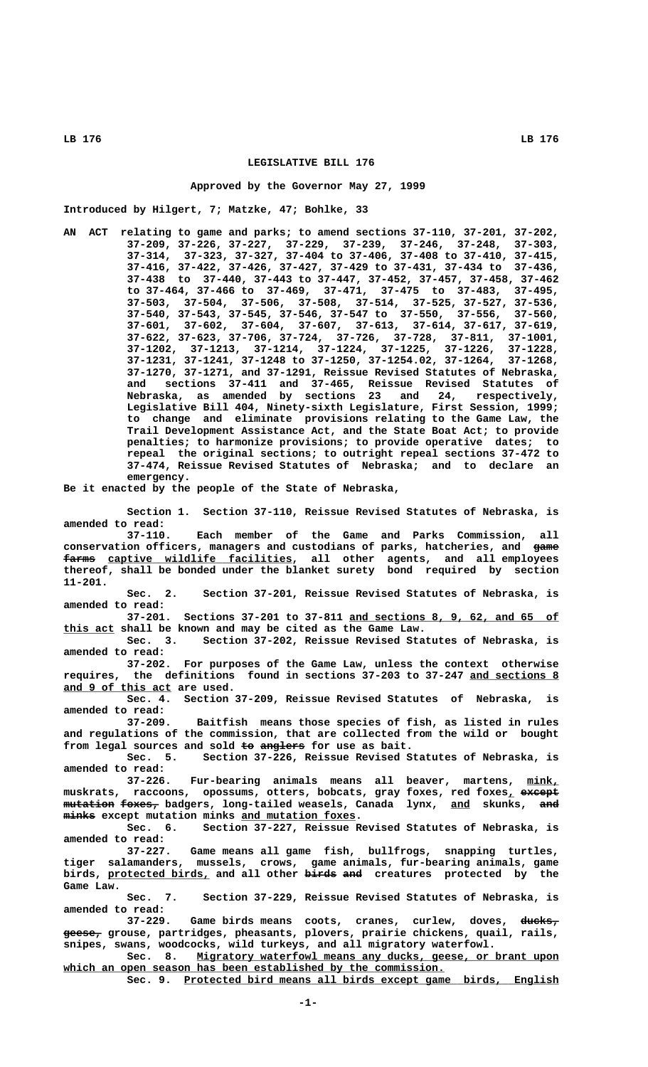# LEGISLATIVE BILL 176

**Approved by the Governor May 27, 1999**

**Introduced by Hilgert, 7; Matzke, 47; Bohlke, 33**

AN ACT relating to game and parks; to amend sections 37-110, 37-201, 37-202, 37-209, 37-226, 37-227, 37-229, 37-239, 37-246, 37-248, 37-303, 37-314, 37-323, 37-327, 37-404 to 37-406, 37-408 to 37-410, 37-415, 37-416, 37-422, 37-426, 37-427, 37-429 to 37-431, 37-434 to 37-436, 37-438 to 37-440, 37-443 to 37-447, 37-452, 37-457, 37-458, 37-462 to 37-464, 37-466 to 37-469, 37-471, 37-475 to 37-483, 37-495, 37-503, 37-504, 37-506, 37-508, 37-514, 37-525, 37-527, 37-536, 37-540, 37-543, 37-545, 37-546, 37-547 to 37-550, 37-556, 37-560, 37-601, 37-602, 37-604, 37-607, 37-613, 37-614, 37-617, 37-619, 37-622, 37-623, 37-706, 37-724, 37-726, 37-728, 37-811, 37-1001, 37-1202, 37-1213, 37-1214, 37-1224, 37-1225, 37-1226, 37-1228, 37-1231, 37-1241, 37-1248 to 37-1250, 37-1254.02, 37-1264, 37-1268, 37-1270, 37-1271, and 37-1291, Reissue Revised Statutes of Nebraska, and sections 37-411 and 37-465, Reissue Revised Statutes of Nebraska, as amended by sections 23 and 24, respectively, Legislative Bill 404, Ninety-sixth Legislature, First Session, 1999; to change and eliminate provisions relating to the Game Law, the Trail Development Assistance Act, and the State Boat Act; to provide penalties; to harmonize provisions; to provide operative dates; to repeal the original sections; to outright repeal sections 37-472 to 37-474, Reissue Revised Statutes of Nebraska; and to declare an emergency.

Be it enacted by the people of the State of Nebraska,

Section 1. Section 37-110, Reissue Revised Statutes of Nebraska, is amended to read:

37-110. Each member of the Game and Parks Commission, all conservation officers, managers and custodians of parks, hatcheries, and ~~game farms~~ captive wildlife facilities, all other agents, and all employees thereof, shall be bonded under the blanket surety bond required by section 11-201.

Sec. 2. Section 37-201, Reissue Revised Statutes of Nebraska, is amended to read:

37-201. Sections 37-201 to 37-811 and sections 8, 9, 62, and 65 of this act shall be known and may be cited as the Game Law.

Sec. 3. Section 37-202, Reissue Revised Statutes of Nebraska, is amended to read:

37-202. For purposes of the Game Law, unless the context otherwise requires, the definitions found in sections 37-203 to 37-247 and sections 8 and 9 of this act are used.

Sec. 4. Section 37-209, Reissue Revised Statutes of Nebraska, is amended to read:

37-209. Baitfish means those species of fish, as listed in rules and regulations of the commission, that are collected from the wild or bought from legal sources and sold ~~to anglers~~ for use as bait.

Sec. 5. Section 37-226, Reissue Revised Statutes of Nebraska, is amended to read:

37-226. Fur-bearing animals means all beaver, martens, mink, muskrats, raccoons, opossums, otters, bobcats, gray foxes, red foxes, ~~except mutation foxes,~~ badgers, long-tailed weasels, Canada lynx, and skunks, ~~and minks~~ except mutation minks and mutation foxes.

Sec. 6. Section 37-227, Reissue Revised Statutes of Nebraska, is amended to read:

37-227. Game means all game fish, bullfrogs, snapping turtles, tiger salamanders, mussels, crows, game animals, fur-bearing animals, game birds, protected birds, and all other ~~birds and~~ creatures protected by the Game Law.

Sec. 7. Section 37-229, Reissue Revised Statutes of Nebraska, is amended to read:

37-229. Game birds means coots, cranes, curlew, doves, ~~ducks, geese,~~ grouse, partridges, pheasants, plovers, prairie chickens, quail, rails, snipes, swans, woodcocks, wild turkeys, and all migratory waterfowl.

Sec. 8. Migratory waterfowl means any ducks, geese, or brant upon which an open season has been established by the commission.

Sec. 9. Protected bird means all birds except game birds, English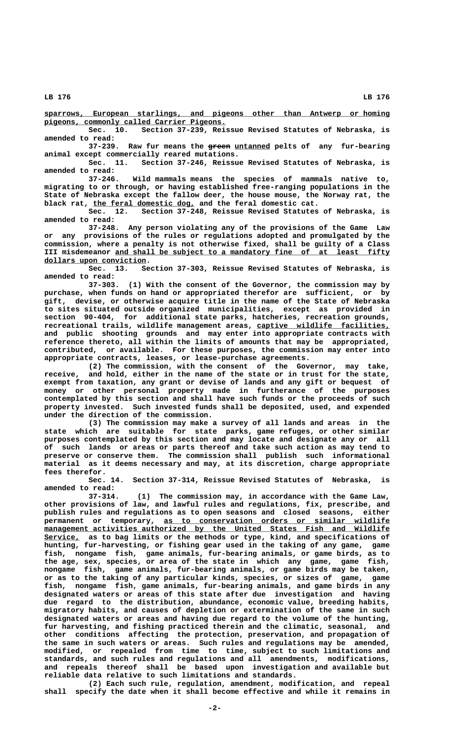sparrows, European starlings, and pigeons other than Antwerp or homing pigeons, commonly called Carrier Pigeons.

Sec. 10. Section 37-239, Reissue Revised Statutes of Nebraska, is amended to read:

37-239. Raw fur means the ~~green~~ untanned pelts of any fur-bearing animal except commercially reared mutations.

Sec. 11. Section 37-246, Reissue Revised Statutes of Nebraska, is amended to read:

37-246. Wild mammals means the species of mammals native to, migrating to or through, or having established free-ranging populations in the State of Nebraska except the fallow deer, the house mouse, the Norway rat, the black rat, the feral domestic dog, and the feral domestic cat.

Sec. 12. Section 37-248, Reissue Revised Statutes of Nebraska, is amended to read:

37-248. Any person violating any of the provisions of the Game Law or any provisions of the rules or regulations adopted and promulgated by the commission, where a penalty is not otherwise fixed, shall be guilty of a Class III misdemeanor and shall be subject to a mandatory fine of at least fifty dollars upon conviction.

Sec. 13. Section 37-303, Reissue Revised Statutes of Nebraska, is amended to read:

37-303. (1) With the consent of the Governor, the commission may by purchase, when funds on hand or appropriated therefor are sufficient, or by gift, devise, or otherwise acquire title in the name of the State of Nebraska to sites situated outside organized municipalities, except as provided in section 90-404, for additional state parks, hatcheries, recreation grounds, recreational trails, wildlife management areas, captive wildlife facilities, and public shooting grounds and may enter into appropriate contracts with reference thereto, all within the limits of amounts that may be appropriated, contributed, or available. For these purposes, the commission may enter into appropriate contracts, leases, or lease-purchase agreements.

(2) The commission, with the consent of the Governor, may take, receive, and hold, either in the name of the state or in trust for the state, exempt from taxation, any grant or devise of lands and any gift or bequest of money or other personal property made in furtherance of the purposes contemplated by this section and shall have such funds or the proceeds of such property invested. Such invested funds shall be deposited, used, and expended under the direction of the commission.

(3) The commission may make a survey of all lands and areas in the state which are suitable for state parks, game refuges, or other similar purposes contemplated by this section and may locate and designate any or all of such lands or areas or parts thereof and take such action as may tend to preserve or conserve them. The commission shall publish such informational material as it deems necessary and may, at its discretion, charge appropriate fees therefor.

Sec. 14. Section 37-314, Reissue Revised Statutes of Nebraska, is amended to read:

37-314. (1) The commission may, in accordance with the Game Law, other provisions of law, and lawful rules and regulations, fix, prescribe, and publish rules and regulations as to open seasons and closed seasons, either permanent or temporary, as to conservation orders or similar wildlife management activities authorized by the United States Fish and Wildlife Service, as to bag limits or the methods or type, kind, and specifications of hunting, fur-harvesting, or fishing gear used in the taking of any game, game fish, nongame fish, game animals, fur-bearing animals, or game birds, as to the age, sex, species, or area of the state in which any game, game fish, nongame fish, game animals, fur-bearing animals, or game birds may be taken, or as to the taking of any particular kinds, species, or sizes of game, game fish, nongame fish, game animals, fur-bearing animals, and game birds in any designated waters or areas of this state after due investigation and having due regard to the distribution, abundance, economic value, breeding habits, migratory habits, and causes of depletion or extermination of the same in such designated waters or areas and having due regard to the volume of the hunting, fur harvesting, and fishing practiced therein and the climatic, seasonal, and other conditions affecting the protection, preservation, and propagation of the same in such waters or areas. Such rules and regulations may be amended, modified, or repealed from time to time, subject to such limitations and standards, and such rules and regulations and all amendments, modifications, and repeals thereof shall be based upon investigation and available but reliable data relative to such limitations and standards.

(2) Each such rule, regulation, amendment, modification, and repeal shall specify the date when it shall become effective and while it remains in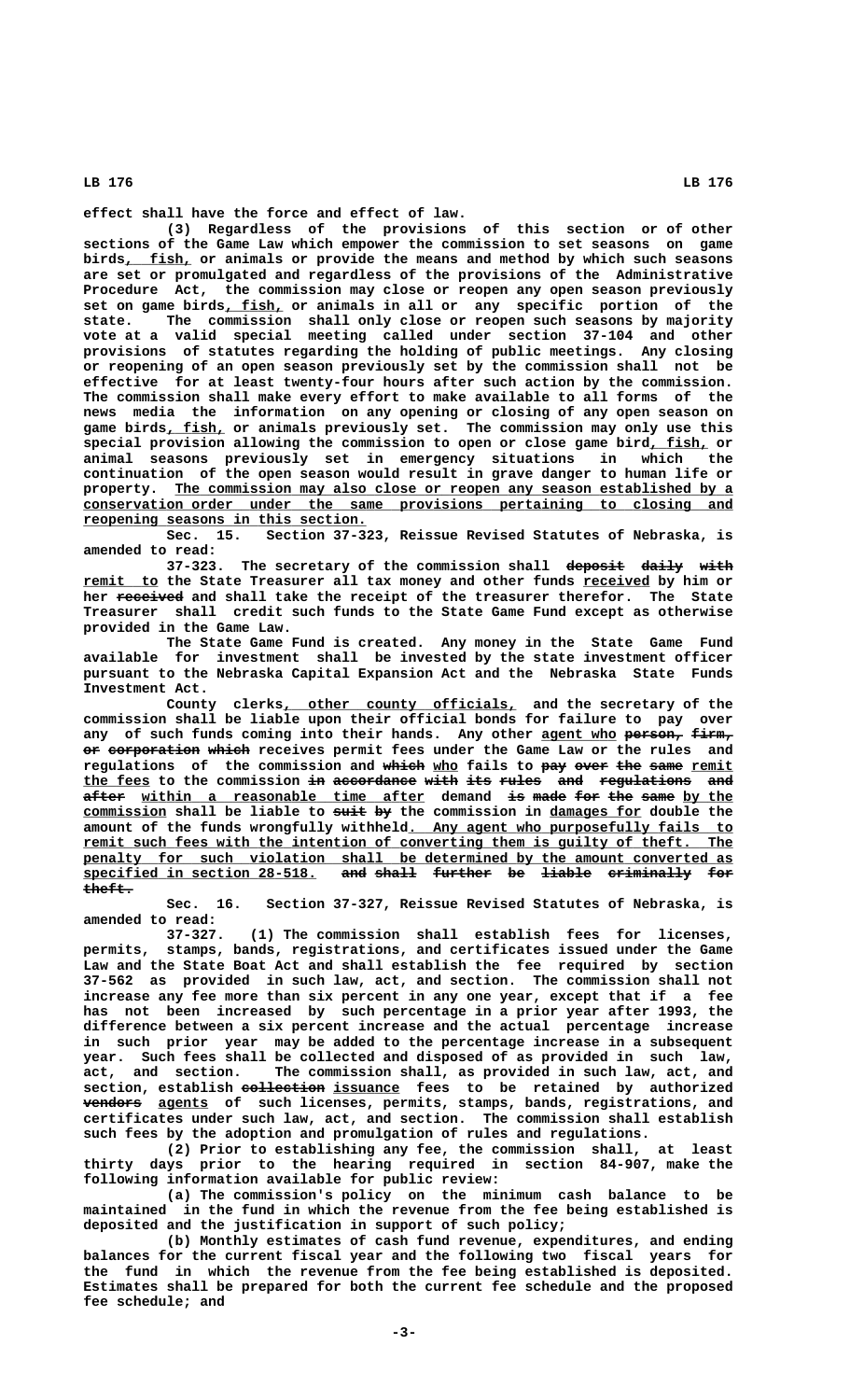effect shall have the force and effect of law.

(3) Regardless of the provisions of this section or of other sections of the Game Law which empower the commission to set seasons on game birds, fish, or animals or provide the means and method by which such seasons are set or promulgated and regardless of the provisions of the Administrative Procedure Act, the commission may close or reopen any open season previously set on game birds, fish, or animals in all or any specific portion of the state. The commission shall only close or reopen such seasons by majority vote at a valid special meeting called under section 37-104 and other provisions of statutes regarding the holding of public meetings. Any closing or reopening of an open season previously set by the commission shall not be effective for at least twenty-four hours after such action by the commission. The commission shall make every effort to make available to all forms of the news media the information on any opening or closing of any open season on game birds, fish, or animals previously set. The commission may only use this special provision allowing the commission to open or close game bird, fish, or animal seasons previously set in emergency situations in which the continuation of the open season would result in grave danger to human life or property. The commission may also close or reopen any season established by a conservation order under the same provisions pertaining to closing and reopening seasons in this section.

Sec. 15. Section 37-323, Reissue Revised Statutes of Nebraska, is amended to read:

37-323. The secretary of the commission shall ~~deposit daily with~~ remit to the State Treasurer all tax money and other funds received by him or her ~~received~~ and shall take the receipt of the treasurer therefor. The State Treasurer shall credit such funds to the State Game Fund except as otherwise provided in the Game Law.

The State Game Fund is created. Any money in the State Game Fund available for investment shall be invested by the state investment officer pursuant to the Nebraska Capital Expansion Act and the Nebraska State Funds Investment Act.

County clerks, other county officials, and the secretary of the commission shall be liable upon their official bonds for failure to pay over any of such funds coming into their hands. Any other agent who ~~person, firm, or corporation which~~ receives permit fees under the Game Law or the rules and regulations of the commission and ~~which~~ who fails to ~~pay over the same~~ remit the fees to the commission ~~in accordance with its rules and regulations and after~~ within a reasonable time after demand ~~is made for the same~~ by the commission shall be liable to ~~suit by~~ the commission in damages for double the amount of the funds wrongfully withheld. Any agent who purposefully fails to remit such fees with the intention of converting them is guilty of theft. The penalty for such violation shall be determined by the amount converted as specified in section 28-518. ~~and shall further be liable criminally for theft.~~

Sec. 16. Section 37-327, Reissue Revised Statutes of Nebraska, is amended to read:

37-327. (1) The commission shall establish fees for licenses, permits, stamps, bands, registrations, and certificates issued under the Game Law and the State Boat Act and shall establish the fee required by section 37-562 as provided in such law, act, and section. The commission shall not increase any fee more than six percent in any one year, except that if a fee has not been increased by such percentage in a prior year after 1993, the difference between a six percent increase and the actual percentage increase in such prior year may be added to the percentage increase in a subsequent year. Such fees shall be collected and disposed of as provided in such law, act, and section. The commission shall, as provided in such law, act, and section, establish ~~collection~~ issuance fees to be retained by authorized ~~vendors~~ agents of such licenses, permits, stamps, bands, registrations, and certificates under such law, act, and section. The commission shall establish such fees by the adoption and promulgation of rules and regulations.

(2) Prior to establishing any fee, the commission shall, at least thirty days prior to the hearing required in section 84-907, make the following information available for public review:

(a) The commission's policy on the minimum cash balance to be maintained in the fund in which the revenue from the fee being established is deposited and the justification in support of such policy;

(b) Monthly estimates of cash fund revenue, expenditures, and ending balances for the current fiscal year and the following two fiscal years for the fund in which the revenue from the fee being established is deposited. Estimates shall be prepared for both the current fee schedule and the proposed fee schedule; and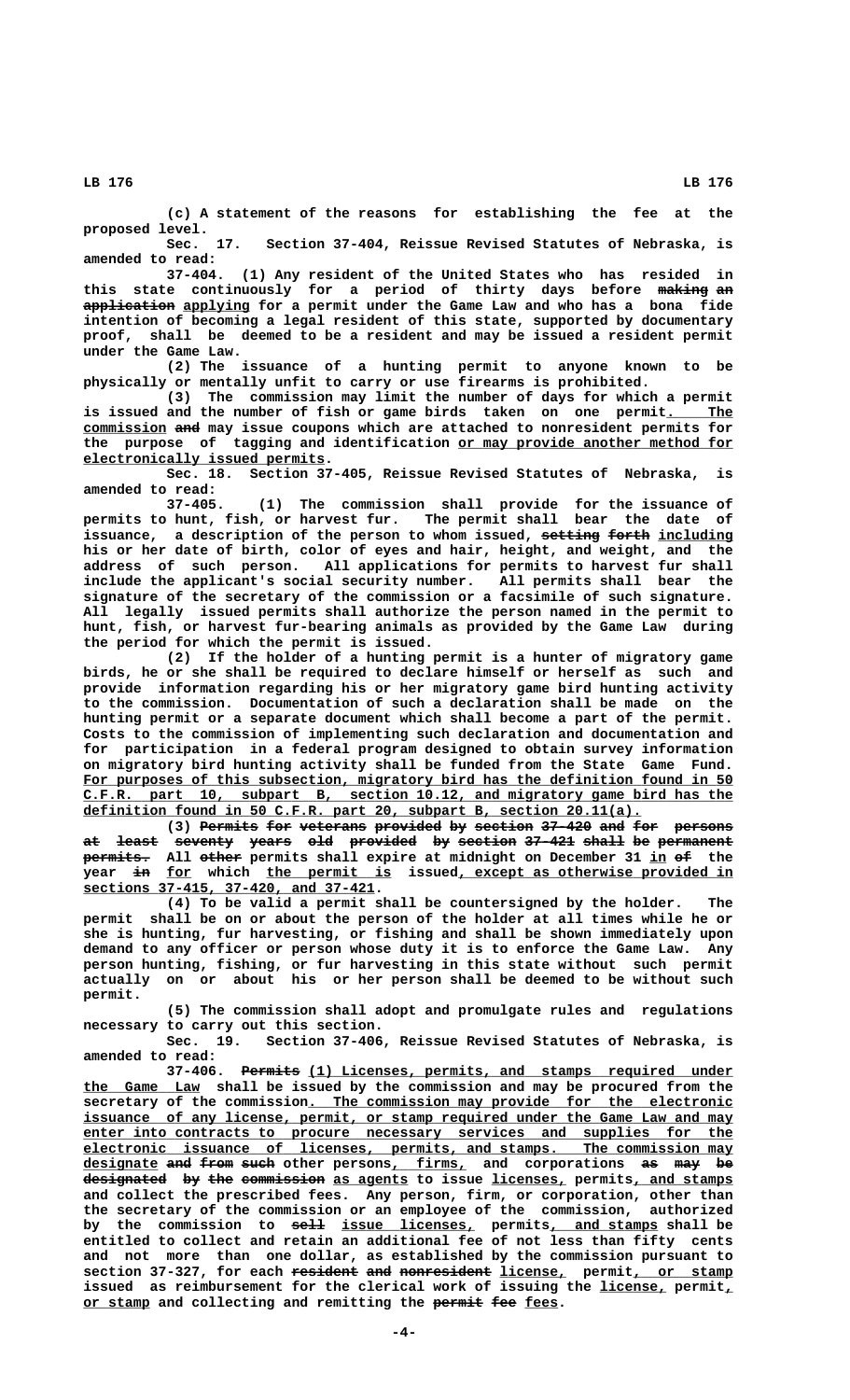(c) A statement of the reasons for establishing the fee at the proposed level.

Sec. 17. Section 37-404, Reissue Revised Statutes of Nebraska, is amended to read:

37-404. (1) Any resident of the United States who has resided in this state continuously for a period of thirty days before ~~making an application~~ applying for a permit under the Game Law and who has a bona fide intention of becoming a legal resident of this state, supported by documentary proof, shall be deemed to be a resident and may be issued a resident permit under the Game Law.

(2) The issuance of a hunting permit to anyone known to be physically or mentally unfit to carry or use firearms is prohibited.

(3) The commission may limit the number of days for which a permit is issued and the number of fish or game birds taken on one permit. The commission ~~and~~ may issue coupons which are attached to nonresident permits for the purpose of tagging and identification or may provide another method for electronically issued permits.

Sec. 18. Section 37-405, Reissue Revised Statutes of Nebraska, is amended to read:

37-405. (1) The commission shall provide for the issuance of permits to hunt, fish, or harvest fur. The permit shall bear the date of issuance, a description of the person to whom issued, ~~setting forth~~ including his or her date of birth, color of eyes and hair, height, and weight, and the address of such person. All applications for permits to harvest fur shall include the applicant's social security number. All permits shall bear the signature of the secretary of the commission or a facsimile of such signature. All legally issued permits shall authorize the person named in the permit to hunt, fish, or harvest fur-bearing animals as provided by the Game Law during the period for which the permit is issued.

(2) If the holder of a hunting permit is a hunter of migratory game birds, he or she shall be required to declare himself or herself as such and provide information regarding his or her migratory game bird hunting activity to the commission. Documentation of such a declaration shall be made on the hunting permit or a separate document which shall become a part of the permit. Costs to the commission of implementing such declaration and documentation and for participation in a federal program designed to obtain survey information on migratory bird hunting activity shall be funded from the State Game Fund. For purposes of this subsection, migratory bird has the definition found in 50 C.F.R. part 10, subpart B, section 10.12, and migratory game bird has the definition found in 50 C.F.R. part 20, subpart B, section 20.11(a).

(3) ~~Permits for veterans provided by section 37-420 and for persons at least seventy years old provided by section 37-421 shall be permanent permits.~~ All ~~other~~ permits shall expire at midnight on December 31 in ~~of~~ the year ~~in~~ for which the permit is issued, except as otherwise provided in sections 37-415, 37-420, and 37-421.

(4) To be valid a permit shall be countersigned by the holder. The permit shall be on or about the person of the holder at all times while he or she is hunting, fur harvesting, or fishing and shall be shown immediately upon demand to any officer or person whose duty it is to enforce the Game Law. Any person hunting, fishing, or fur harvesting in this state without such permit actually on or about his or her person shall be deemed to be without such permit.

(5) The commission shall adopt and promulgate rules and regulations necessary to carry out this section.

Sec. 19. Section 37-406, Reissue Revised Statutes of Nebraska, is amended to read:

37-406. ~~Permits~~ (1) Licenses, permits, and stamps required under the Game Law shall be issued by the commission and may be procured from the secretary of the commission. The commission may provide for the electronic issuance of any license, permit, or stamp required under the Game Law and may enter into contracts to procure necessary services and supplies for the electronic issuance of licenses, permits, and stamps. The commission may designate ~~and from such~~ other persons, firms, and corporations ~~as may be designated by the commission~~ as agents to issue licenses, permits, and stamps and collect the prescribed fees. Any person, firm, or corporation, other than the secretary of the commission or an employee of the commission, authorized by the commission to ~~sell~~ issue licenses, permits, and stamps shall be entitled to collect and retain an additional fee of not less than fifty cents and not more than one dollar, as established by the commission pursuant to section 37-327, for each ~~resident and nonresident~~ license, permit, or stamp issued as reimbursement for the clerical work of issuing the license, permit, or stamp and collecting and remitting the ~~permit fee~~ fees.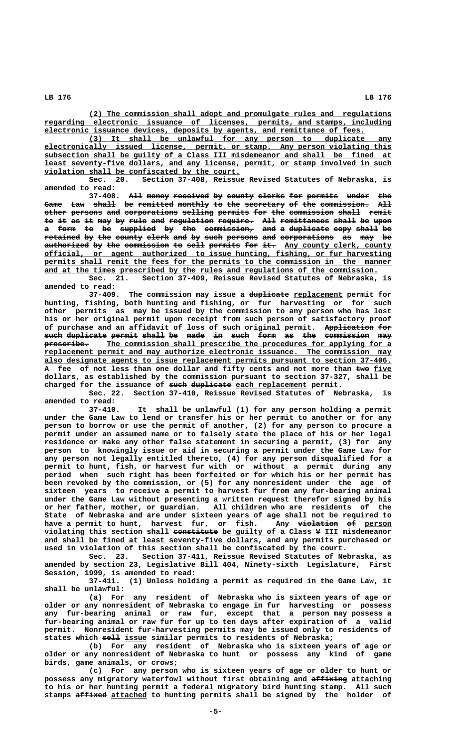(2) The commission shall adopt and promulgate rules and regulations regarding electronic issuance of licenses, permits, and stamps, including electronic issuance devices, deposits by agents, and remittance of fees.

(3) It shall be unlawful for any person to duplicate any electronically issued license, permit, or stamp. Any person violating this subsection shall be guilty of a Class III misdemeanor and shall be fined at least seventy-five dollars, and any license, permit, or stamp involved in such violation shall be confiscated by the court.

Sec. 20. Section 37-408, Reissue Revised Statutes of Nebraska, is amended to read:

37-408. All money received by county clerks for permits under the Game Law shall be remitted monthly to the secretary of the commission. All other persons and corporations selling permits for the commission shall remit to it as it may by rule and regulation require. All remittances shall be upon a form to be supplied by the commission, and a duplicate copy shall be retained by the county clerk and by such persons and corporations as may be authorized by the commission to sell permits for it. Any county clerk, county official, or agent authorized to issue hunting, fishing, or fur harvesting permits shall remit the fees for the permits to the commission in the manner and at the times prescribed by the rules and regulations of the commission.

Sec. 21. Section 37-409, Reissue Revised Statutes of Nebraska, is amended to read:

37-409. The commission may issue a duplicate replacement permit for hunting, fishing, both hunting and fishing, or fur harvesting or for such other permits as may be issued by the commission to any person who has lost his or her original permit upon receipt from such person of satisfactory proof of purchase and an affidavit of loss of such original permit. Application for such duplicate permit shall be made in such form as the commission may prescribe. The commission shall prescribe the procedures for applying for a replacement permit and may authorize electronic issuance. The commission may also designate agents to issue replacement permits pursuant to section 37-406. A fee of not less than one dollar and fifty cents and not more than two five dollars, as established by the commission pursuant to section 37-327, shall be charged for the issuance of such duplicate each replacement permit.

Sec. 22. Section 37-410, Reissue Revised Statutes of Nebraska, is amended to read:

37-410. It shall be unlawful (1) for any person holding a permit under the Game Law to lend or transfer his or her permit to another or for any person to borrow or use the permit of another, (2) for any person to procure a permit under an assumed name or to falsely state the place of his or her legal residence or make any other false statement in securing a permit, (3) for any person to knowingly issue or aid in securing a permit under the Game Law for any person not legally entitled thereto, (4) for any person disqualified for a permit to hunt, fish, or harvest fur with or without a permit during any period when such right has been forfeited or for which his or her permit has been revoked by the commission, or (5) for any nonresident under the age of sixteen years to receive a permit to harvest fur from any fur-bearing animal under the Game Law without presenting a written request therefor signed by his or her father, mother, or guardian. All children who are residents of the State of Nebraska and are under sixteen years of age shall not be required to have a permit to hunt, harvest fur, or fish. Any violation of person violating this section shall constitute be guilty of a Class V III misdemeanor and shall be fined at least seventy-five dollars, and any permits purchased or used in violation of this section shall be confiscated by the court.

Sec. 23. Section 37-411, Reissue Revised Statutes of Nebraska, as amended by section 23, Legislative Bill 404, Ninety-sixth Legislature, First Session, 1999, is amended to read:

37-411. (1) Unless holding a permit as required in the Game Law, it shall be unlawful:

(a) For any resident of Nebraska who is sixteen years of age or older or any nonresident of Nebraska to engage in fur harvesting or possess any fur-bearing animal or raw fur, except that a person may possess a fur-bearing animal or raw fur for up to ten days after expiration of a valid permit. Nonresident fur-harvesting permits may be issued only to residents of states which sell issue similar permits to residents of Nebraska;

(b) For any resident of Nebraska who is sixteen years of age or older or any nonresident of Nebraska to hunt or possess any kind of game birds, game animals, or crows;

(c) For any person who is sixteen years of age or older to hunt or possess any migratory waterfowl without first obtaining and affixing attaching to his or her hunting permit a federal migratory bird hunting stamp. All such stamps affixed attached to hunting permits shall be signed by the holder of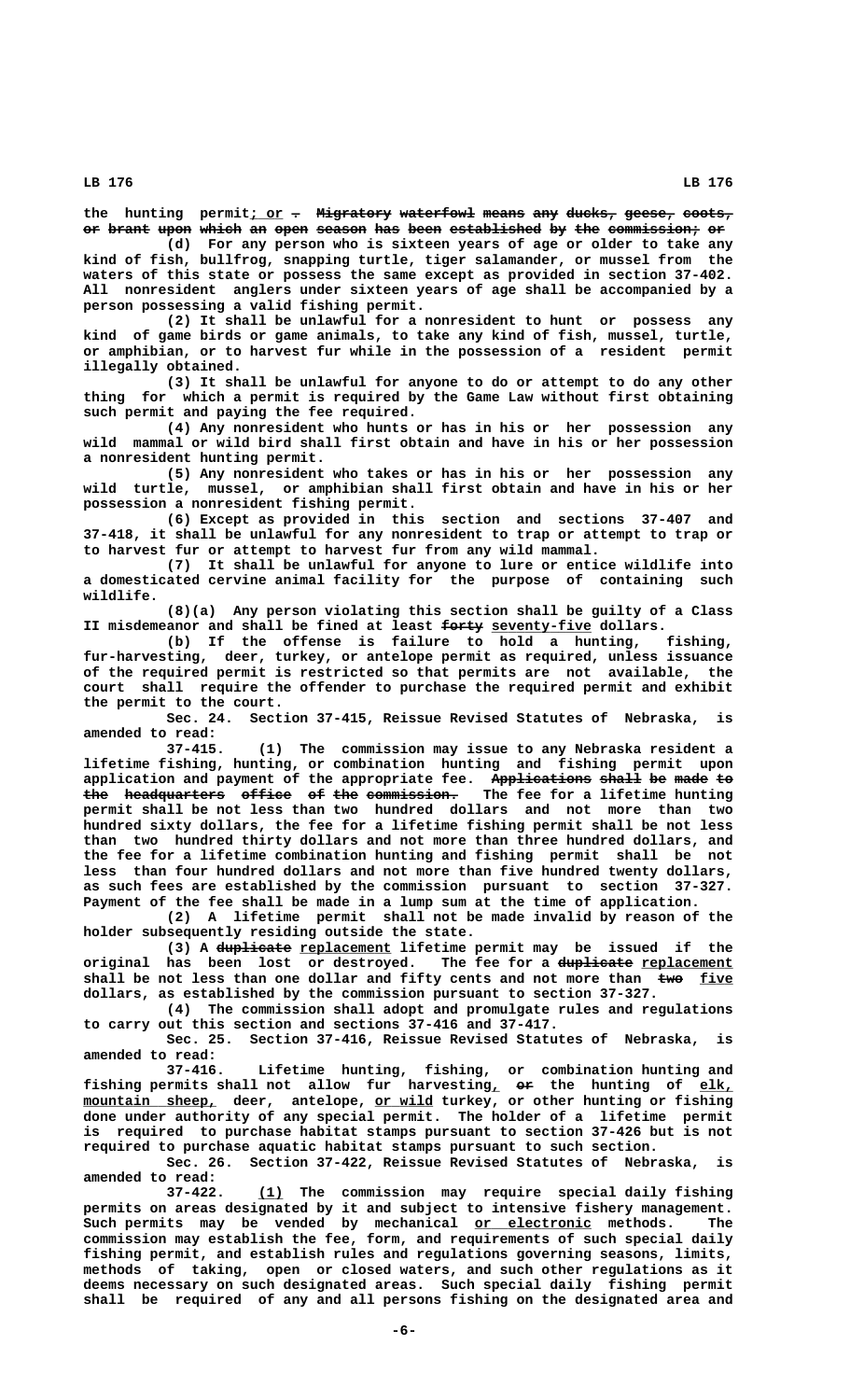the hunting permit; or . ~~Migratory waterfowl means any ducks, geese, coots, or brant upon which an open season has been established by the commission; or~~

(d) For any person who is sixteen years of age or older to take any kind of fish, bullfrog, snapping turtle, tiger salamander, or mussel from the waters of this state or possess the same except as provided in section 37-402. All nonresident anglers under sixteen years of age shall be accompanied by a person possessing a valid fishing permit.

(2) It shall be unlawful for a nonresident to hunt or possess any kind of game birds or game animals, to take any kind of fish, mussel, turtle, or amphibian, or to harvest fur while in the possession of a resident permit illegally obtained.

(3) It shall be unlawful for anyone to do or attempt to do any other thing for which a permit is required by the Game Law without first obtaining such permit and paying the fee required.

(4) Any nonresident who hunts or has in his or her possession any wild mammal or wild bird shall first obtain and have in his or her possession a nonresident hunting permit.

(5) Any nonresident who takes or has in his or her possession any wild turtle, mussel, or amphibian shall first obtain and have in his or her possession a nonresident fishing permit.

(6) Except as provided in this section and sections 37-407 and 37-418, it shall be unlawful for any nonresident to trap or attempt to trap or to harvest fur or attempt to harvest fur from any wild mammal.

(7) It shall be unlawful for anyone to lure or entice wildlife into a domesticated cervine animal facility for the purpose of containing such wildlife.

(8)(a) Any person violating this section shall be guilty of a Class II misdemeanor and shall be fined at least ~~forty~~ seventy-five dollars.

(b) If the offense is failure to hold a hunting, fishing, fur-harvesting, deer, turkey, or antelope permit as required, unless issuance of the required permit is restricted so that permits are not available, the court shall require the offender to purchase the required permit and exhibit the permit to the court.

Sec. 24. Section 37-415, Reissue Revised Statutes of Nebraska, is amended to read:

37-415. (1) The commission may issue to any Nebraska resident a lifetime fishing, hunting, or combination hunting and fishing permit upon application and payment of the appropriate fee. ~~Applications shall be made to the headquarters office of the commission.~~ The fee for a lifetime hunting permit shall be not less than two hundred dollars and not more than two hundred sixty dollars, the fee for a lifetime fishing permit shall be not less than two hundred thirty dollars and not more than three hundred dollars, and the fee for a lifetime combination hunting and fishing permit shall be not less than four hundred dollars and not more than five hundred twenty dollars, as such fees are established by the commission pursuant to section 37-327. Payment of the fee shall be made in a lump sum at the time of application.

(2) A lifetime permit shall not be made invalid by reason of the holder subsequently residing outside the state.

(3) A ~~duplicate~~ replacement lifetime permit may be issued if the original has been lost or destroyed. The fee for a ~~duplicate~~ replacement shall be not less than one dollar and fifty cents and not more than ~~two~~ five dollars, as established by the commission pursuant to section 37-327.

(4) The commission shall adopt and promulgate rules and regulations to carry out this section and sections 37-416 and 37-417.

Sec. 25. Section 37-416, Reissue Revised Statutes of Nebraska, is amended to read:

37-416. Lifetime hunting, fishing, or combination hunting and fishing permits shall not allow fur harvesting, ~~or~~ the hunting of elk, mountain sheep, deer, antelope, or wild turkey, or other hunting or fishing done under authority of any special permit. The holder of a lifetime permit is required to purchase habitat stamps pursuant to section 37-426 but is not required to purchase aquatic habitat stamps pursuant to such section.

Sec. 26. Section 37-422, Reissue Revised Statutes of Nebraska, is amended to read:

37-422. (1) The commission may require special daily fishing permits on areas designated by it and subject to intensive fishery management. Such permits may be vended by mechanical or electronic methods. The commission may establish the fee, form, and requirements of such special daily fishing permit, and establish rules and regulations governing seasons, limits, methods of taking, open or closed waters, and such other regulations as it deems necessary on such designated areas. Such special daily fishing permit shall be required of any and all persons fishing on the designated area and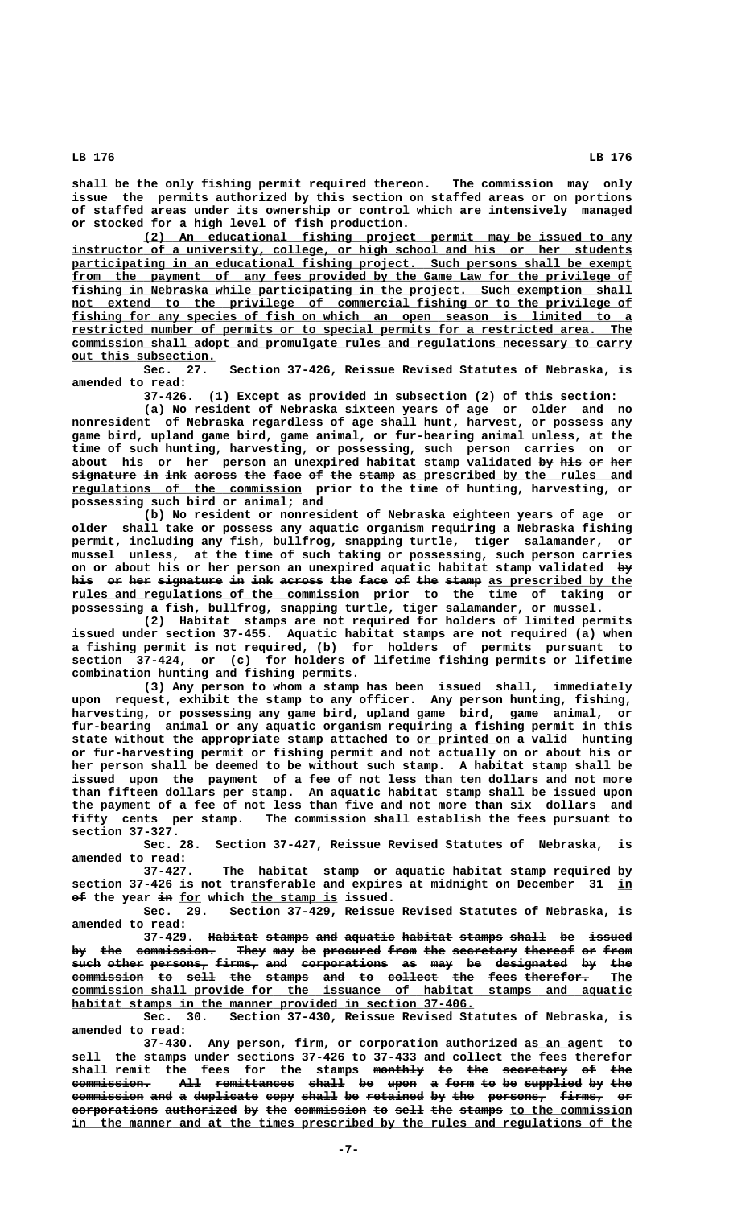shall be the only fishing permit required thereon. The commission may only issue the permits authorized by this section on staffed areas or on portions of staffed areas under its ownership or control which are intensively managed or stocked for a high level of fish production.

(2) An educational fishing project permit may be issued to any instructor of a university, college, or high school and his or her students participating in an educational fishing project. Such persons shall be exempt from the payment of any fees provided by the Game Law for the privilege of fishing in Nebraska while participating in the project. Such exemption shall not extend to the privilege of commercial fishing or to the privilege of fishing for any species of fish on which an open season is limited to a restricted number of permits or to special permits for a restricted area. The commission shall adopt and promulgate rules and regulations necessary to carry out this subsection.

Sec. 27. Section 37-426, Reissue Revised Statutes of Nebraska, is amended to read:

37-426. (1) Except as provided in subsection (2) of this section:

(a) No resident of Nebraska sixteen years of age or older and no nonresident of Nebraska regardless of age shall hunt, harvest, or possess any game bird, upland game bird, game animal, or fur-bearing animal unless, at the time of such hunting, harvesting, or possessing, such person carries on or about his or her person an unexpired habitat stamp validated ~~by his or her signature in ink across the face of the stamp~~ as prescribed by the rules and regulations of the commission prior to the time of hunting, harvesting, or possessing such bird or animal; and

(b) No resident or nonresident of Nebraska eighteen years of age or older shall take or possess any aquatic organism requiring a Nebraska fishing permit, including any fish, bullfrog, snapping turtle, tiger salamander, or mussel unless, at the time of such taking or possessing, such person carries on or about his or her person an unexpired aquatic habitat stamp validated ~~by his or her signature in ink across the face of the stamp~~ as prescribed by the rules and regulations of the commission prior to the time of taking or possessing a fish, bullfrog, snapping turtle, tiger salamander, or mussel.

(2) Habitat stamps are not required for holders of limited permits issued under section 37-455. Aquatic habitat stamps are not required (a) when a fishing permit is not required, (b) for holders of permits pursuant to section 37-424, or (c) for holders of lifetime fishing permits or lifetime combination hunting and fishing permits.

(3) Any person to whom a stamp has been issued shall, immediately upon request, exhibit the stamp to any officer. Any person hunting, fishing, harvesting, or possessing any game bird, upland game bird, game animal, or fur-bearing animal or any aquatic organism requiring a fishing permit in this state without the appropriate stamp attached to or printed on a valid hunting or fur-harvesting permit or fishing permit and not actually on or about his or her person shall be deemed to be without such stamp. A habitat stamp shall be issued upon the payment of a fee of not less than ten dollars and not more than fifteen dollars per stamp. An aquatic habitat stamp shall be issued upon the payment of a fee of not less than five and not more than six dollars and fifty cents per stamp. The commission shall establish the fees pursuant to section 37-327.

Sec. 28. Section 37-427, Reissue Revised Statutes of Nebraska, is amended to read:

37-427. The habitat stamp or aquatic habitat stamp required by section 37-426 is not transferable and expires at midnight on December 31 in ~~of~~ the year ~~in~~ for which the stamp is issued.

Sec. 29. Section 37-429, Reissue Revised Statutes of Nebraska, is amended to read:

37-429. ~~Habitat stamps and aquatic habitat stamps shall be issued by the commission. They may be procured from the secretary thereof or from such other persons, firms, and corporations as may be designated by the commission to sell the stamps and to collect the fees therefor.~~ The commission shall provide for the issuance of habitat stamps and aquatic habitat stamps in the manner provided in section 37-406.

Sec. 30. Section 37-430, Reissue Revised Statutes of Nebraska, is amended to read:

37-430. Any person, firm, or corporation authorized as an agent to sell the stamps under sections 37-426 to 37-433 and collect the fees therefor shall remit the fees for the stamps ~~monthly to the secretary of the commission. All remittances shall be upon a form to be supplied by the commission and a duplicate copy shall be retained by the persons, firms, or corporations authorized by the commission to sell the stamps~~ to the commission in the manner and at the times prescribed by the rules and regulations of the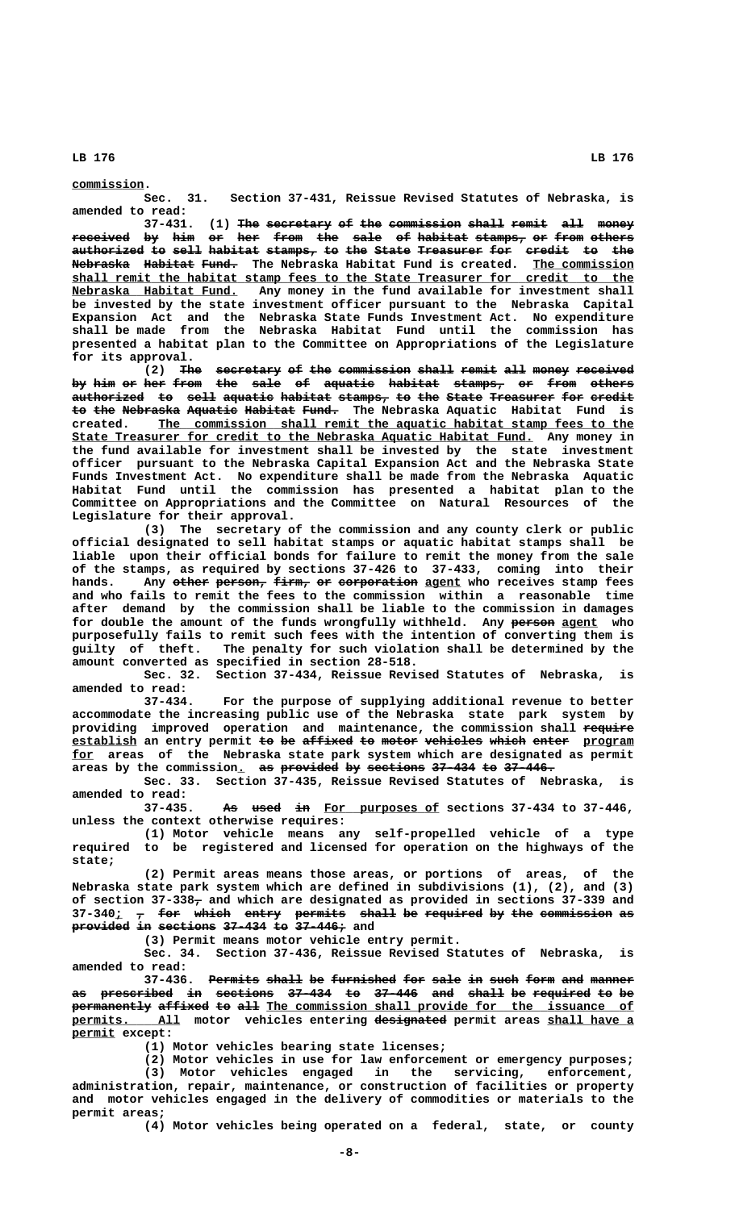commission.

Sec. 31. Section 37-431, Reissue Revised Statutes of Nebraska, is amended to read:

37-431. (1) ~~The secretary of the commission shall remit all money received by him or her from the sale of habitat stamps, or from others authorized to sell habitat stamps, to the State Treasurer for credit to the Nebraska Habitat Fund.~~ The Nebraska Habitat Fund is created. The commission shall remit the habitat stamp fees to the State Treasurer for credit to the Nebraska Habitat Fund. Any money in the fund available for investment shall be invested by the state investment officer pursuant to the Nebraska Capital Expansion Act and the Nebraska State Funds Investment Act. No expenditure shall be made from the Nebraska Habitat Fund until the commission has presented a habitat plan to the Committee on Appropriations of the Legislature for its approval.

(2) ~~The secretary of the commission shall remit all money received by him or her from the sale of aquatic habitat stamps, or from others authorized to sell aquatic habitat stamps, to the State Treasurer for credit to the Nebraska Aquatic Habitat Fund.~~ The Nebraska Aquatic Habitat Fund is created. The commission shall remit the aquatic habitat stamp fees to the State Treasurer for credit to the Nebraska Aquatic Habitat Fund. Any money in the fund available for investment shall be invested by the state investment officer pursuant to the Nebraska Capital Expansion Act and the Nebraska State Funds Investment Act. No expenditure shall be made from the Nebraska Aquatic Habitat Fund until the commission has presented a habitat plan to the Committee on Appropriations and the Committee on Natural Resources of the Legislature for their approval.

(3) The secretary of the commission and any county clerk or public official designated to sell habitat stamps or aquatic habitat stamps shall be liable upon their official bonds for failure to remit the money from the sale of the stamps, as required by sections 37-426 to 37-433, coming into their hands. Any ~~other person, firm, or corporation~~ agent who receives stamp fees and who fails to remit the fees to the commission within a reasonable time after demand by the commission shall be liable to the commission in damages for double the amount of the funds wrongfully withheld. Any ~~person~~ agent who purposefully fails to remit such fees with the intention of converting them is guilty of theft. The penalty for such violation shall be determined by the amount converted as specified in section 28-518.

Sec. 32. Section 37-434, Reissue Revised Statutes of Nebraska, is amended to read:

37-434. For the purpose of supplying additional revenue to better accommodate the increasing public use of the Nebraska state park system by providing improved operation and maintenance, the commission shall ~~require~~ establish an entry permit ~~to be affixed to motor vehicles which enter~~ program for areas of the Nebraska state park system which are designated as permit areas by the commission. ~~as provided by sections 37-434 to 37-446.~~

Sec. 33. Section 37-435, Reissue Revised Statutes of Nebraska, is amended to read:

37-435. ~~As used in~~ For purposes of sections 37-434 to 37-446, unless the context otherwise requires:

(1) Motor vehicle means any self-propelled vehicle of a type required to be registered and licensed for operation on the highways of the state;

(2) Permit areas means those areas, or portions of areas, of the Nebraska state park system which are defined in subdivisions (1), (2), and (3) of section 37-338~~,~~ and which are designated as provided in sections 37-339 and 37-340; ~~, for which entry permits shall be required by the commission as provided in sections 37-434 to 37-446;~~ and

(3) Permit means motor vehicle entry permit.

Sec. 34. Section 37-436, Reissue Revised Statutes of Nebraska, is amended to read:

37-436. ~~Permits shall be furnished for sale in such form and manner as prescribed in sections 37-434 to 37-446 and shall be required to be permanently affixed to all~~ The commission shall provide for the issuance of permits. All motor vehicles entering ~~designated~~ permit areas shall have a permit except:

(1) Motor vehicles bearing state licenses;

(2) Motor vehicles in use for law enforcement or emergency purposes;

(3) Motor vehicles engaged in the servicing, enforcement, administration, repair, maintenance, or construction of facilities or property and motor vehicles engaged in the delivery of commodities or materials to the permit areas;

(4) Motor vehicles being operated on a federal, state, or county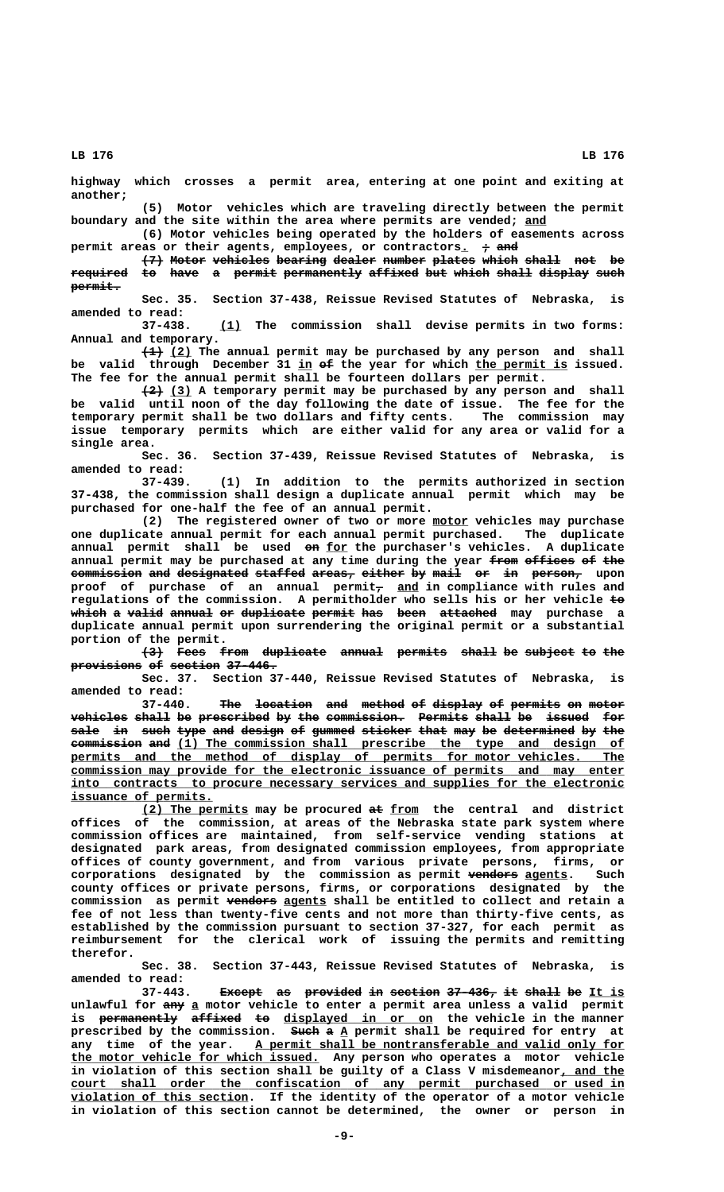highway which crosses a permit area, entering at one point and exiting at another;

(5) Motor vehicles which are traveling directly between the permit boundary and the site within the area where permits are vended; and

(6) Motor vehicles being operated by the holders of easements across permit areas or their agents, employees, or contractors. ; and

~~(7) Motor vehicles bearing dealer number plates which shall not be required to have a permit permanently affixed but which shall display such permit.~~

Sec. 35. Section 37-438, Reissue Revised Statutes of Nebraska, is amended to read:

37-438. (1) The commission shall devise permits in two forms: Annual and temporary.

~~(1)~~ (2) The annual permit may be purchased by any person and shall be valid through December 31 in ~~of~~ the year for which the permit is issued. The fee for the annual permit shall be fourteen dollars per permit.

~~(2)~~ (3) A temporary permit may be purchased by any person and shall be valid until noon of the day following the date of issue. The fee for the temporary permit shall be two dollars and fifty cents. The commission may issue temporary permits which are either valid for any area or valid for a single area.

Sec. 36. Section 37-439, Reissue Revised Statutes of Nebraska, is amended to read:

37-439. (1) In addition to the permits authorized in section 37-438, the commission shall design a duplicate annual permit which may be purchased for one-half the fee of an annual permit.

(2) The registered owner of two or more motor vehicles may purchase one duplicate annual permit for each annual permit purchased. The duplicate annual permit shall be used ~~on~~ for the purchaser's vehicles. A duplicate annual permit may be purchased at any time during the year ~~from offices of the commission and designated staffed areas, either by mail or in person,~~ upon proof of purchase of an annual permit~~,~~ and in compliance with rules and regulations of the commission. A permitholder who sells his or her vehicle ~~to which a valid annual or duplicate permit has been attached~~ may purchase a duplicate annual permit upon surrendering the original permit or a substantial portion of the permit.

~~(3) Fees from duplicate annual permits shall be subject to the provisions of section 37-446.~~

Sec. 37. Section 37-440, Reissue Revised Statutes of Nebraska, is amended to read:

37-440. ~~The location and method of display of permits on motor vehicles shall be prescribed by the commission. Permits shall be issued for sale in such type and design of gummed sticker that may be determined by the commission and~~ (1) The commission shall prescribe the type and design of permits and the method of display of permits for motor vehicles. The commission may provide for the electronic issuance of permits and may enter into contracts to procure necessary services and supplies for the electronic issuance of permits.

(2) The permits may be procured ~~at~~ from the central and district offices of the commission, at areas of the Nebraska state park system where commission offices are maintained, from self-service vending stations at designated park areas, from designated commission employees, from appropriate offices of county government, and from various private persons, firms, or corporations designated by the commission as permit ~~vendors~~ agents. Such county offices or private persons, firms, or corporations designated by the commission as permit ~~vendors~~ agents shall be entitled to collect and retain a fee of not less than twenty-five cents and not more than thirty-five cents, as established by the commission pursuant to section 37-327, for each permit as reimbursement for the clerical work of issuing the permits and remitting therefor.

Sec. 38. Section 37-443, Reissue Revised Statutes of Nebraska, is amended to read:

37-443. ~~Except as provided in section 37-436, it shall be~~ It is unlawful for ~~any~~ a motor vehicle to enter a permit area unless a valid permit is ~~permanently affixed to~~ displayed in or on the vehicle in the manner prescribed by the commission. ~~Such a~~ A permit shall be required for entry at any time of the year. A permit shall be nontransferable and valid only for the motor vehicle for which issued. Any person who operates a motor vehicle in violation of this section shall be guilty of a Class V misdemeanor, and the court shall order the confiscation of any permit purchased or used in violation of this section. If the identity of the operator of a motor vehicle in violation of this section cannot be determined, the owner or person in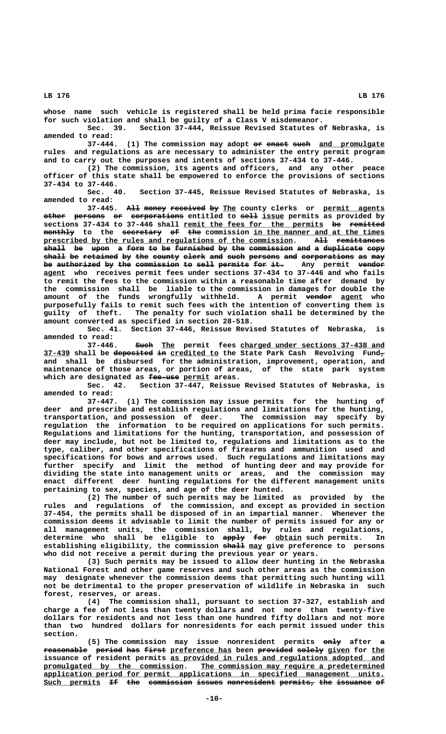whose name such vehicle is registered shall be held prima facie responsible for such violation and shall be guilty of a Class V misdemeanor.

Sec. 39. Section 37-444, Reissue Revised Statutes of Nebraska, is amended to read:

37-444. (1) The commission may adopt ~~or enact such~~ and promulgate rules and regulations as are necessary to administer the entry permit program and to carry out the purposes and intents of sections 37-434 to 37-446.

(2) The commission, its agents and officers, and any other peace officer of this state shall be empowered to enforce the provisions of sections 37-434 to 37-446.

Sec. 40. Section 37-445, Reissue Revised Statutes of Nebraska, is amended to read:

37-445. ~~All money received by~~ The county clerks or permit agents ~~other persons or corporations~~ entitled to ~~sell~~ issue permits as provided by sections 37-434 to 37-446 shall remit the fees for the permits ~~be remitted monthly~~ to the ~~secretary of the~~ commission in the manner and at the times prescribed by the rules and regulations of the commission. ~~All remittances shall be upon a form to be furnished by the commission and a duplicate copy shall be retained by the county clerk and such persons and corporations as may be authorized by the commission to sell permits for it.~~ Any permit ~~vendor~~ agent who receives permit fees under sections 37-434 to 37-446 and who fails to remit the fees to the commission within a reasonable time after demand by the commission shall be liable to the commission in damages for double the amount of the funds wrongfully withheld. A permit ~~vendor~~ agent who purposefully fails to remit such fees with the intention of converting them is guilty of theft. The penalty for such violation shall be determined by the amount converted as specified in section 28-518.

Sec. 41. Section 37-446, Reissue Revised Statutes of Nebraska, is amended to read:

37-446. ~~Such~~ The permit fees charged under sections 37-438 and 37-439 shall be ~~deposited in~~ credited to the State Park Cash Revolving Fund~~,~~ and shall be disbursed for the administration, improvement, operation, and maintenance of those areas, or portion of areas, of the state park system which are designated as ~~fee-use~~ permit areas.

Sec. 42. Section 37-447, Reissue Revised Statutes of Nebraska, is amended to read:

37-447. (1) The commission may issue permits for the hunting of deer and prescribe and establish regulations and limitations for the hunting, transportation, and possession of deer. The commission may specify by regulation the information to be required on applications for such permits. Regulations and limitations for the hunting, transportation, and possession of deer may include, but not be limited to, regulations and limitations as to the type, caliber, and other specifications of firearms and ammunition used and specifications for bows and arrows used. Such regulations and limitations may further specify and limit the method of hunting deer and may provide for dividing the state into management units or areas, and the commission may enact different deer hunting regulations for the different management units pertaining to sex, species, and age of the deer hunted.

(2) The number of such permits may be limited as provided by the rules and regulations of the commission, and except as provided in section 37-454, the permits shall be disposed of in an impartial manner. Whenever the commission deems it advisable to limit the number of permits issued for any or all management units, the commission shall, by rules and regulations, determine who shall be eligible to ~~apply for~~ obtain such permits. In establishing eligibility, the commission ~~shall~~ may give preference to persons who did not receive a permit during the previous year or years.

(3) Such permits may be issued to allow deer hunting in the Nebraska National Forest and other game reserves and such other areas as the commission may designate whenever the commission deems that permitting such hunting will not be detrimental to the proper preservation of wildlife in Nebraska in such forest, reserves, or areas.

(4) The commission shall, pursuant to section 37-327, establish and charge a fee of not less than twenty dollars and not more than twenty-five dollars for residents and not less than one hundred fifty dollars and not more than two hundred dollars for nonresidents for each permit issued under this section.

(5) The commission may issue nonresident permits ~~only~~ after ~~a reasonable period has first~~ preference has been ~~provided solely~~ given for the issuance of resident permits as provided in rules and regulations adopted and promulgated by the commission. The commission may require a predetermined application period for permit applications in specified management units. Such permits ~~If the commission issues nonresident permits, the issuance of~~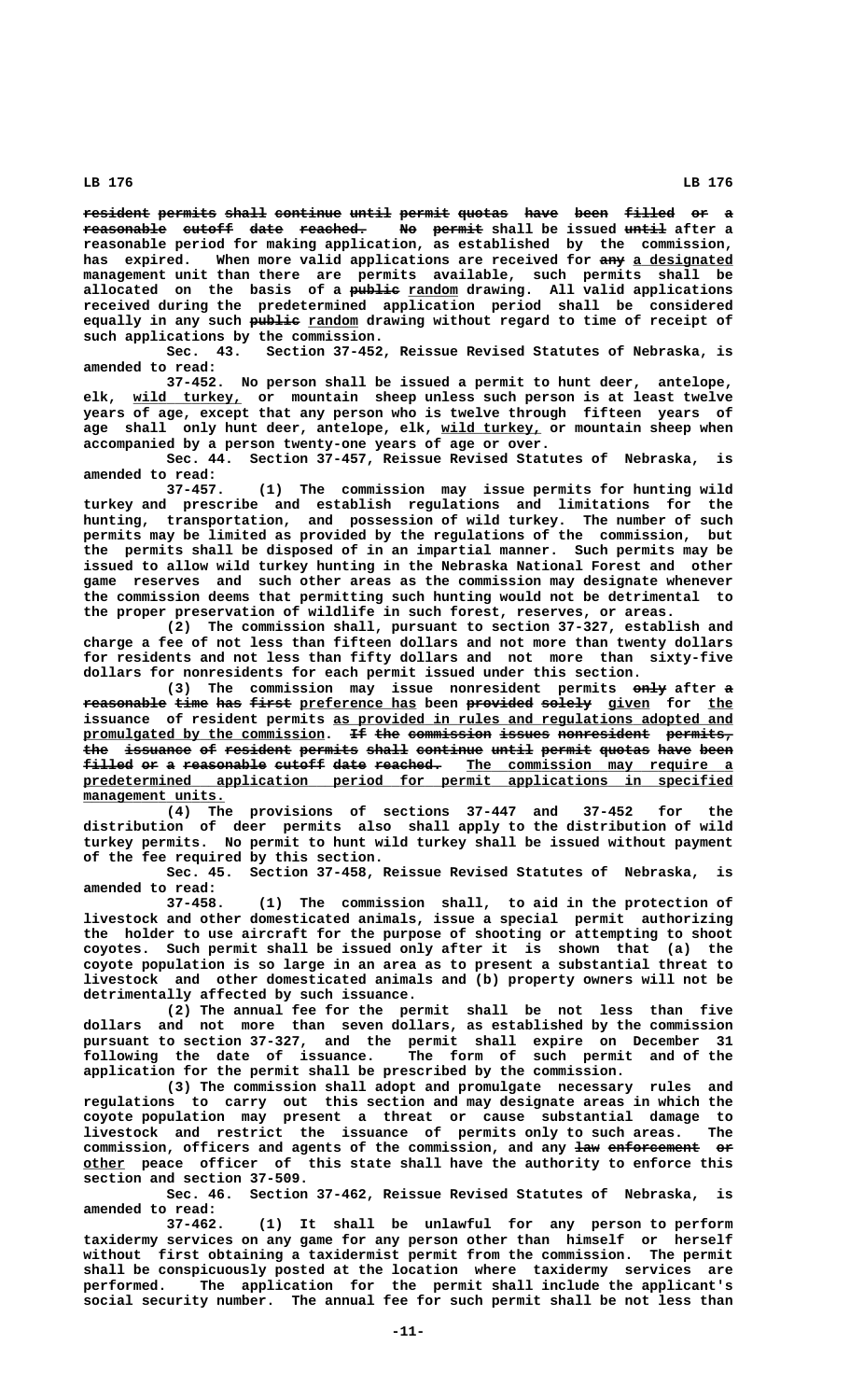resident permits shall continue until permit quotas have been filled or a reasonable cutoff date reached. No permit shall be issued until after a reasonable period for making application, as established by the commission, has expired. When more valid applications are received for any a designated management unit than there are permits available, such permits shall be allocated on the basis of a public random drawing. All valid applications received during the predetermined application period shall be considered equally in any such public random drawing without regard to time of receipt of such applications by the commission.

Sec. 43. Section 37-452, Reissue Revised Statutes of Nebraska, is amended to read:

37-452. No person shall be issued a permit to hunt deer, antelope, elk, wild turkey, or mountain sheep unless such person is at least twelve years of age, except that any person who is twelve through fifteen years of age shall only hunt deer, antelope, elk, wild turkey, or mountain sheep when accompanied by a person twenty-one years of age or over.

Sec. 44. Section 37-457, Reissue Revised Statutes of Nebraska, is amended to read:

37-457. (1) The commission may issue permits for hunting wild turkey and prescribe and establish regulations and limitations for the hunting, transportation, and possession of wild turkey. The number of such permits may be limited as provided by the regulations of the commission, but the permits shall be disposed of in an impartial manner. Such permits may be issued to allow wild turkey hunting in the Nebraska National Forest and other game reserves and such other areas as the commission may designate whenever the commission deems that permitting such hunting would not be detrimental to the proper preservation of wildlife in such forest, reserves, or areas.

(2) The commission shall, pursuant to section 37-327, establish and charge a fee of not less than fifteen dollars and not more than twenty dollars for residents and not less than fifty dollars and not more than sixty-five dollars for nonresidents for each permit issued under this section.

(3) The commission may issue nonresident permits only after a reasonable time has first preference has been provided solely given for the issuance of resident permits as provided in rules and regulations adopted and promulgated by the commission. If the commission issues nonresident permits, the issuance of resident permits shall continue until permit quotas have been filled or a reasonable cutoff date reached. The commission may require a predetermined application period for permit applications in specified management units.

(4) The provisions of sections 37-447 and 37-452 for the distribution of deer permits also shall apply to the distribution of wild turkey permits. No permit to hunt wild turkey shall be issued without payment of the fee required by this section.

Sec. 45. Section 37-458, Reissue Revised Statutes of Nebraska, is amended to read:

37-458. (1) The commission shall, to aid in the protection of livestock and other domesticated animals, issue a special permit authorizing the holder to use aircraft for the purpose of shooting or attempting to shoot coyotes. Such permit shall be issued only after it is shown that (a) the coyote population is so large in an area as to present a substantial threat to livestock and other domesticated animals and (b) property owners will not be detrimentally affected by such issuance.

(2) The annual fee for the permit shall be not less than five dollars and not more than seven dollars, as established by the commission pursuant to section 37-327, and the permit shall expire on December 31 following the date of issuance. The form of such permit and of the application for the permit shall be prescribed by the commission.

(3) The commission shall adopt and promulgate necessary rules and regulations to carry out this section and may designate areas in which the coyote population may present a threat or cause substantial damage to livestock and restrict the issuance of permits only to such areas. The commission, officers and agents of the commission, and any law enforcement or other peace officer of this state shall have the authority to enforce this section and section 37-509.

Sec. 46. Section 37-462, Reissue Revised Statutes of Nebraska, is amended to read:

37-462. (1) It shall be unlawful for any person to perform taxidermy services on any game for any person other than himself or herself without first obtaining a taxidermist permit from the commission. The permit shall be conspicuously posted at the location where taxidermy services are performed. The application for the permit shall include the applicant's social security number. The annual fee for such permit shall be not less than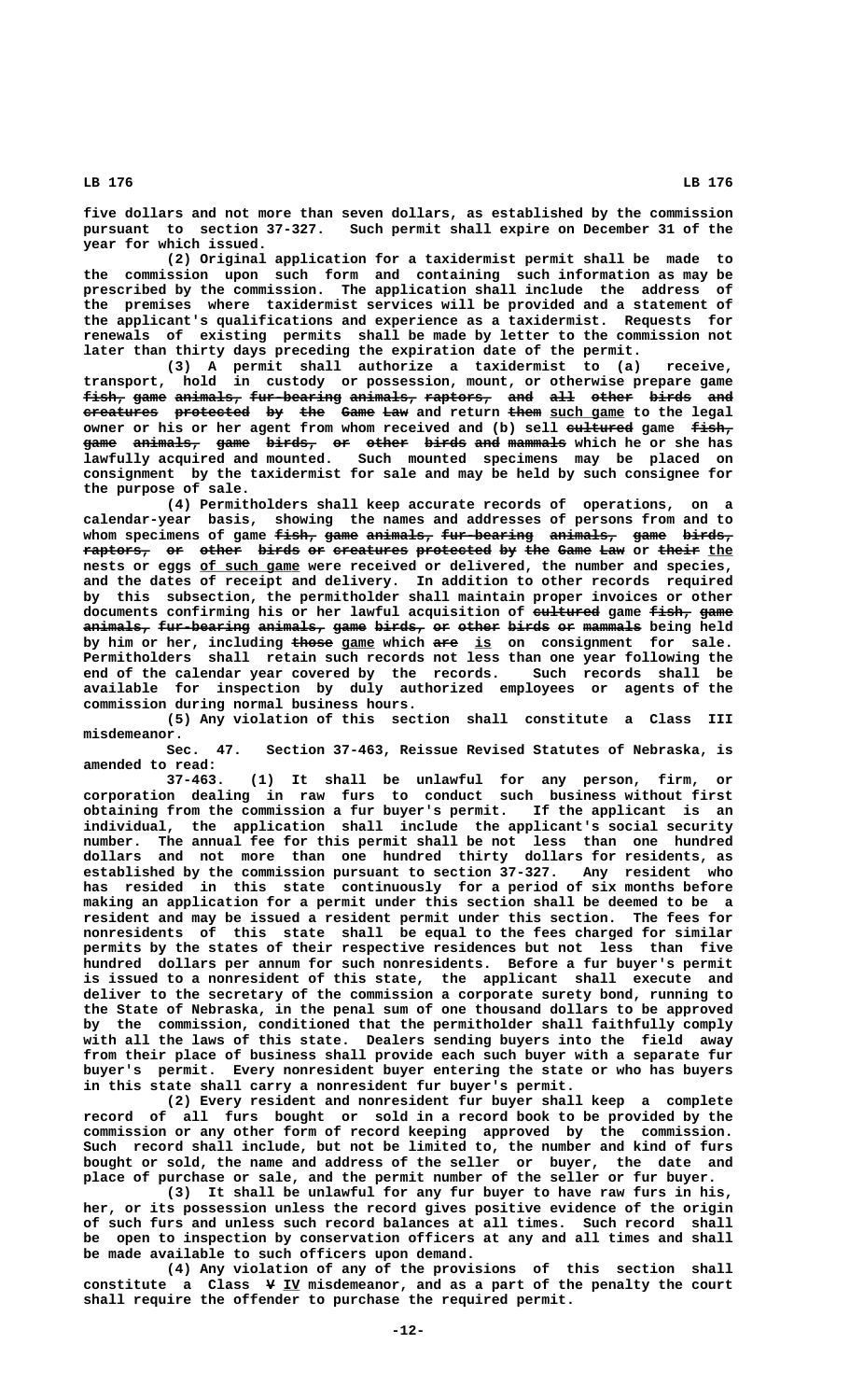five dollars and not more than seven dollars, as established by the commission pursuant to section 37-327. Such permit shall expire on December 31 of the year for which issued.

(2) Original application for a taxidermist permit shall be made to the commission upon such form and containing such information as may be prescribed by the commission. The application shall include the address of the premises where taxidermist services will be provided and a statement of the applicant's qualifications and experience as a taxidermist. Requests for renewals of existing permits shall be made by letter to the commission not later than thirty days preceding the expiration date of the permit.

(3) A permit shall authorize a taxidermist to (a) receive, transport, hold in custody or possession, mount, or otherwise prepare game ~~fish, game animals, fur-bearing animals, raptors, and all other birds and creatures protected by the Game Law~~ and return ~~them~~ such game to the legal owner or his or her agent from whom received and (b) sell ~~cultured~~ game ~~fish, game animals, game birds, or other birds and mammals~~ which he or she has lawfully acquired and mounted. Such mounted specimens may be placed on consignment by the taxidermist for sale and may be held by such consignee for the purpose of sale.

(4) Permitholders shall keep accurate records of operations, on a calendar-year basis, showing the names and addresses of persons from and to whom specimens of game ~~fish, game animals, fur-bearing animals, game birds, raptors, or other birds or creatures protected by the Game Law~~ or ~~their~~ the nests or eggs of such game were received or delivered, the number and species, and the dates of receipt and delivery. In addition to other records required by this subsection, the permitholder shall maintain proper invoices or other documents confirming his or her lawful acquisition of ~~cultured~~ game ~~fish, game animals, fur-bearing animals, game birds, or other birds or mammals~~ being held by him or her, including ~~those~~ game which ~~are~~ is on consignment for sale. Permitholders shall retain such records not less than one year following the end of the calendar year covered by the records. Such records shall be available for inspection by duly authorized employees or agents of the commission during normal business hours.

(5) Any violation of this section shall constitute a Class III misdemeanor.

Sec. 47. Section 37-463, Reissue Revised Statutes of Nebraska, is amended to read:

37-463. (1) It shall be unlawful for any person, firm, or corporation dealing in raw furs to conduct such business without first obtaining from the commission a fur buyer's permit. If the applicant is an individual, the application shall include the applicant's social security number. The annual fee for this permit shall be not less than one hundred dollars and not more than one hundred thirty dollars for residents, as established by the commission pursuant to section 37-327. Any resident who has resided in this state continuously for a period of six months before making an application for a permit under this section shall be deemed to be a resident and may be issued a resident permit under this section. The fees for nonresidents of this state shall be equal to the fees charged for similar permits by the states of their respective residences but not less than five hundred dollars per annum for such nonresidents. Before a fur buyer's permit is issued to a nonresident of this state, the applicant shall execute and deliver to the secretary of the commission a corporate surety bond, running to the State of Nebraska, in the penal sum of one thousand dollars to be approved by the commission, conditioned that the permitholder shall faithfully comply with all the laws of this state. Dealers sending buyers into the field away from their place of business shall provide each such buyer with a separate fur buyer's permit. Every nonresident buyer entering the state or who has buyers in this state shall carry a nonresident fur buyer's permit.

(2) Every resident and nonresident fur buyer shall keep a complete record of all furs bought or sold in a record book to be provided by the commission or any other form of record keeping approved by the commission. Such record shall include, but not be limited to, the number and kind of furs bought or sold, the name and address of the seller or buyer, the date and place of purchase or sale, and the permit number of the seller or fur buyer.

(3) It shall be unlawful for any fur buyer to have raw furs in his, her, or its possession unless the record gives positive evidence of the origin of such furs and unless such record balances at all times. Such record shall be open to inspection by conservation officers at any and all times and shall be made available to such officers upon demand.

(4) Any violation of any of the provisions of this section shall constitute a Class ~~V~~ IV misdemeanor, and as a part of the penalty the court shall require the offender to purchase the required permit.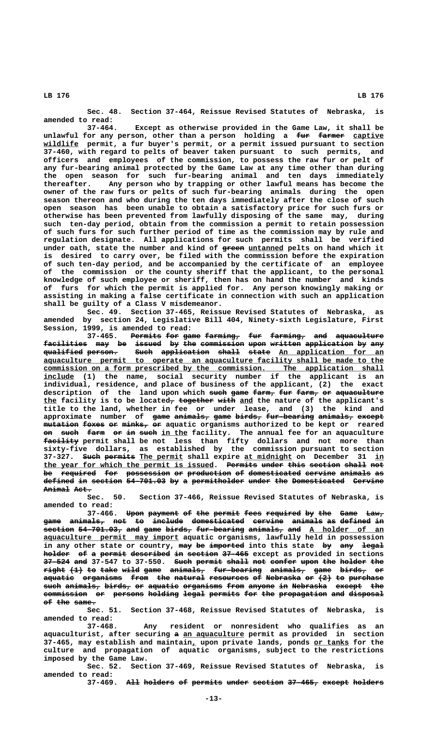Sec. 48. Section 37-464, Reissue Revised Statutes of Nebraska, is amended to read:

37-464. Except as otherwise provided in the Game Law, it shall be unlawful for any person, other than a person holding a fur farmer captive wildlife permit, a fur buyer's permit, or a permit issued pursuant to section 37-460, with regard to pelts of beaver taken pursuant to such permits, and officers and employees of the commission, to possess the raw fur or pelt of any fur-bearing animal protected by the Game Law at any time other than during the open season for such fur-bearing animal and ten days immediately thereafter. Any person who by trapping or other lawful means has become the owner of the raw furs or pelts of such fur-bearing animals during the open season thereon and who during the ten days immediately after the close of such open season has been unable to obtain a satisfactory price for such furs or otherwise has been prevented from lawfully disposing of the same may, during such ten-day period, obtain from the commission a permit to retain possession of such furs for such further period of time as the commission may by rule and regulation designate. All applications for such permits shall be verified under oath, state the number and kind of green untanned pelts on hand which it is desired to carry over, be filed with the commission before the expiration of such ten-day period, and be accompanied by the certificate of an employee of the commission or the county sheriff that the applicant, to the personal knowledge of such employee or sheriff, then has on hand the number and kinds of furs for which the permit is applied for. Any person knowingly making or assisting in making a false certificate in connection with such an application shall be guilty of a Class V misdemeanor.

Sec. 49. Section 37-465, Reissue Revised Statutes of Nebraska, as amended by section 24, Legislative Bill 404, Ninety-sixth Legislature, First Session, 1999, is amended to read:

37-465. Permits for game farming, fur farming, and aquaculture facilities may be issued by the commission upon written application by any qualified person. Such application shall state An application for an aquaculture permit to operate an aquaculture facility shall be made to the commission on a form prescribed by the commission. The application shall include (1) the name, social security number if the applicant is an individual, residence, and place of business of the applicant, (2) the exact description of the land upon which such game farm, fur farm, or aquaculture the facility is to be located, together with and the nature of the applicant's title to the land, whether in fee or under lease, and (3) the kind and approximate number of game animals, game birds, fur-bearing animals, except mutation foxes or minks, or aquatic organisms authorized to be kept or reared on such farm or in such in the facility. The annual fee for an aquaculture facility permit shall be not less than fifty dollars and not more than sixty-five dollars, as established by the commission pursuant to section 37-327. Such permits The permit shall expire at midnight on December 31 in the year for which the permit is issued. Permits under this section shall not be required for possession or production of domesticated cervine animals as defined in section 54-701.03 by a permitholder under the Domesticated Cervine Animal Act.

Sec. 50. Section 37-466, Reissue Revised Statutes of Nebraska, is amended to read:

37-466. Upon payment of the permit fees required by the Game Law, game animals, not to include domesticated cervine animals as defined in section 54-701.03, and game birds, fur-bearing animals, and A holder of an aquaculture permit may import aquatic organisms, lawfully held in possession in any other state or country, may be imported into this state by any legal holder of a permit described in section 37-465 except as provided in sections 37-524 and 37-547 to 37-550. Such permit shall not confer upon the holder the right (1) to take wild game animals, fur-bearing animals, game birds, or aquatic organisms from the natural resources of Nebraska or (2) to purchase such animals, birds, or aquatic organisms from anyone in Nebraska except the commission or persons holding legal permits for the propagation and disposal of the same.

Sec. 51. Section 37-468, Reissue Revised Statutes of Nebraska, is amended to read:

37-468. Any resident or nonresident who qualifies as an aquaculturist, after securing a an aquaculture permit as provided in section 37-465, may establish and maintain, upon private lands, ponds or tanks for the culture and propagation of aquatic organisms, subject to the restrictions imposed by the Game Law.

Sec. 52. Section 37-469, Reissue Revised Statutes of Nebraska, is amended to read:

37-469. All holders of permits under section 37-465, except holders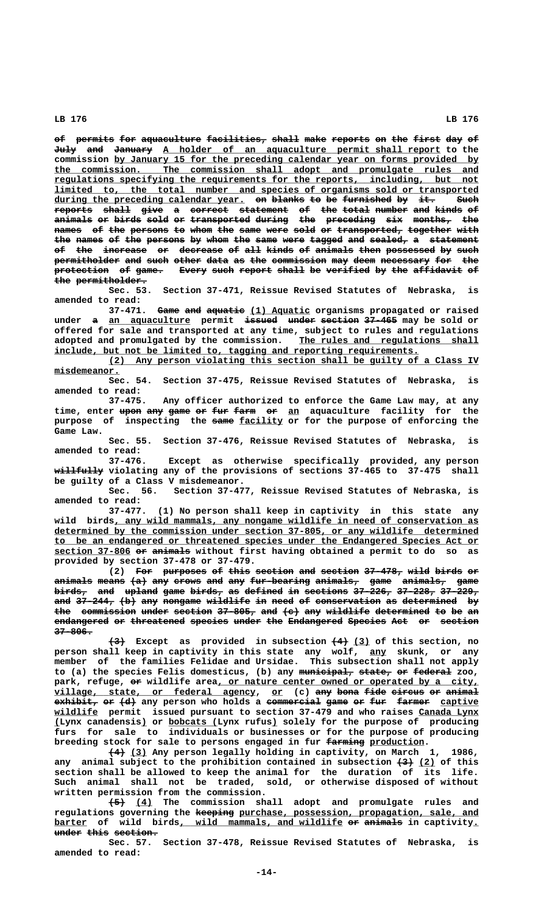of permits for aquaculture facilities, shall make reports on the first day of July and January A holder of an aquaculture permit shall report to the commission by January 15 for the preceding calendar year on forms provided by the commission. The commission shall adopt and promulgate rules and regulations specifying the requirements for the reports, including, but not limited to, the total number and species of organisms sold or transported during the preceding calendar year. on blanks to be furnished by it. Such reports shall give a correct statement of the total number and kinds of animals or birds sold or transported during the preceding six months, the names of the persons to whom the same were sold or transported, together with the names of the persons by whom the same were tagged and sealed, a statement of the increase or decrease of all kinds of animals then possessed by such permitholder and such other data as the commission may deem necessary for the protection of game. Every such report shall be verified by the affidavit of the permitholder.

Sec. 53. Section 37-471, Reissue Revised Statutes of Nebraska, is amended to read:

37-471. Game and aquatic (1) Aquatic organisms propagated or raised under a an aquaculture permit issued under section 37-465 may be sold or offered for sale and transported at any time, subject to rules and regulations adopted and promulgated by the commission. The rules and regulations shall include, but not be limited to, tagging and reporting requirements.

(2) Any person violating this section shall be guilty of a Class IV misdemeanor.

Sec. 54. Section 37-475, Reissue Revised Statutes of Nebraska, is amended to read:

37-475. Any officer authorized to enforce the Game Law may, at any time, enter upon any game or fur farm or an aquaculture facility for the purpose of inspecting the same facility or for the purpose of enforcing the Game Law.

Sec. 55. Section 37-476, Reissue Revised Statutes of Nebraska, is amended to read:

37-476. Except as otherwise specifically provided, any person willfully violating any of the provisions of sections 37-465 to 37-475 shall be guilty of a Class V misdemeanor.

Sec. 56. Section 37-477, Reissue Revised Statutes of Nebraska, is amended to read:

37-477. (1) No person shall keep in captivity in this state any wild birds, any wild mammals, any nongame wildlife in need of conservation as determined by the commission under section 37-805, or any wildlife determined to be an endangered or threatened species under the Endangered Species Act or section 37-806 or animals without first having obtained a permit to do so as provided by section 37-478 or 37-479.

(2) For purposes of this section and section 37-478, wild birds or animals means (a) any crows and any fur-bearing animals, game animals, game birds, and upland game birds, as defined in sections 37-226, 37-228, 37-229, and 37-244, (b) any nongame wildlife in need of conservation as determined by the commission under section 37-805, and (c) any wildlife determined to be an endangered or threatened species under the Endangered Species Act or section 37-806.

(3) Except as provided in subsection (4) (3) of this section, no person shall keep in captivity in this state any wolf, any skunk, or any member of the families Felidae and Ursidae. This subsection shall not apply to (a) the species Felis domesticus, (b) any municipal, state, or federal zoo, park, refuge, or wildlife area, or nature center owned or operated by a city, village, state, or federal agency, or (c) any bona fide circus or animal exhibit, or (d) any person who holds a commercial game or fur farmer captive wildlife permit issued pursuant to section 37-479 and who raises Canada Lynx (Lynx canadensis) or bobcats (Lynx rufus) solely for the purpose of producing furs for sale to individuals or businesses or for the purpose of producing breeding stock for sale to persons engaged in fur farming production.

(4) (3) Any person legally holding in captivity, on March 1, 1986, any animal subject to the prohibition contained in subsection (3) (2) of this section shall be allowed to keep the animal for the duration of its life. Such animal shall not be traded, sold, or otherwise disposed of without written permission from the commission.

(5) (4) The commission shall adopt and promulgate rules and regulations governing the keeping purchase, possession, propagation, sale, and barter of wild birds, wild mammals, and wildlife or animals in captivity. under this section.

Sec. 57. Section 37-478, Reissue Revised Statutes of Nebraska, is amended to read: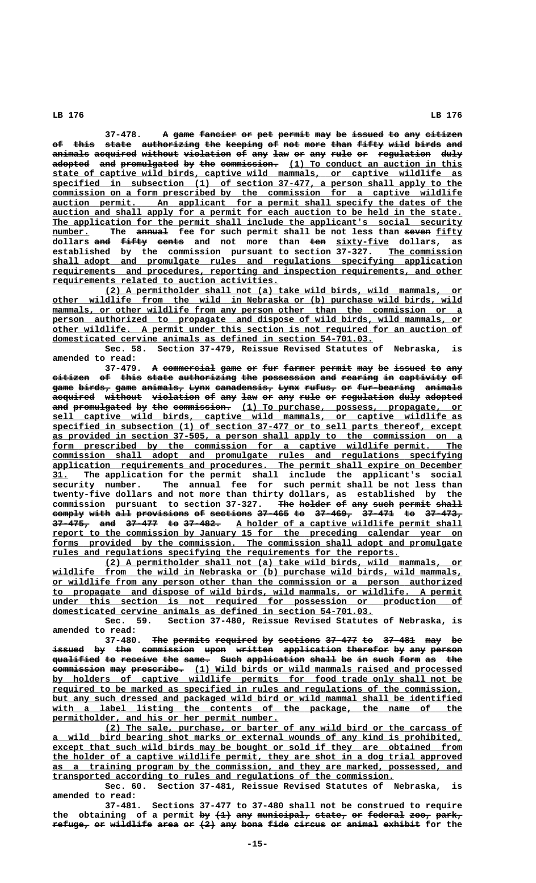37-478. ~~A game fancier or pet permit may be issued to any citizen of this state authorizing the keeping of not more than fifty wild birds and animals acquired without violation of any law or any rule or regulation duly adopted and promulgated by the commission.~~ (1) To conduct an auction in this state of captive wild birds, captive wild mammals, or captive wildlife as specified in subsection (1) of section 37-477, a person shall apply to the commission on a form prescribed by the commission for a captive wildlife auction permit. An applicant for a permit shall specify the dates of the auction and shall apply for a permit for each auction to be held in the state. The application for the permit shall include the applicant's social security number. The ~~annual~~ fee for such permit shall be not less than ~~seven~~ fifty dollars ~~and fifty cents~~ and not more than ~~ten~~ sixty-five dollars, as established by the commission pursuant to section 37-327. The commission shall adopt and promulgate rules and regulations specifying application requirements and procedures, reporting and inspection requirements, and other requirements related to auction activities.

(2) A permitholder shall not (a) take wild birds, wild mammals, or other wildlife from the wild in Nebraska or (b) purchase wild birds, wild mammals, or other wildlife from any person other than the commission or a person authorized to propagate and dispose of wild birds, wild mammals, or other wildlife. A permit under this section is not required for an auction of domesticated cervine animals as defined in section 54-701.03.

Sec. 58. Section 37-479, Reissue Revised Statutes of Nebraska, is amended to read:

37-479. ~~A commercial game or fur farmer permit may be issued to any citizen of this state authorizing the possession and rearing in captivity of game birds, game animals, Lynx canadensis, Lynx rufus, or fur-bearing animals acquired without violation of any law or any rule or regulation duly adopted and promulgated by the commission.~~ (1) To purchase, possess, propagate, or sell captive wild birds, captive wild mammals, or captive wildlife as specified in subsection (1) of section 37-477 or to sell parts thereof, except as provided in section 37-505, a person shall apply to the commission on a form prescribed by the commission for a captive wildlife permit. The commission shall adopt and promulgate rules and regulations specifying application requirements and procedures. The permit shall expire on December 31. The application for the permit shall include the applicant's social security number. The annual fee for such permit shall be not less than twenty-five dollars and not more than thirty dollars, as established by the commission pursuant to section 37-327. ~~The holder of any such permit shall comply with all provisions of sections 37-465 to 37-469, 37-471 to 37-473, 37-475, and 37-477 to 37-482.~~ A holder of a captive wildlife permit shall report to the commission by January 15 for the preceding calendar year on forms provided by the commission. The commission shall adopt and promulgate rules and regulations specifying the requirements for the reports.

(2) A permitholder shall not (a) take wild birds, wild mammals, or wildlife from the wild in Nebraska or (b) purchase wild birds, wild mammals, or wildlife from any person other than the commission or a person authorized to propagate and dispose of wild birds, wild mammals, or wildlife. A permit under this section is not required for possession or production of domesticated cervine animals as defined in section 54-701.03.

Sec. 59. Section 37-480, Reissue Revised Statutes of Nebraska, is amended to read:

37-480. ~~The permits required by sections 37-477 to 37-481 may be issued by the commission upon written application therefor by any person qualified to receive the same. Such application shall be in such form as the commission may prescribe.~~ (1) Wild birds or wild mammals raised and processed by holders of captive wildlife permits for food trade only shall not be required to be marked as specified in rules and regulations of the commission, but any such dressed and packaged wild bird or wild mammal shall be identified with a label listing the contents of the package, the name of the permitholder, and his or her permit number.

(2) The sale, purchase, or barter of any wild bird or the carcass of a wild bird bearing shot marks or external wounds of any kind is prohibited, except that such wild birds may be bought or sold if they are obtained from the holder of a captive wildlife permit, they are shot in a dog trial approved as a training program by the commission, and they are marked, possessed, and transported according to rules and regulations of the commission.

Sec. 60. Section 37-481, Reissue Revised Statutes of Nebraska, is amended to read:

37-481. Sections 37-477 to 37-480 shall not be construed to require the obtaining of a permit ~~by (1) any municipal, state, or federal zoo, park, refuge, or wildlife area or (2) any bona fide circus or animal exhibit~~ for the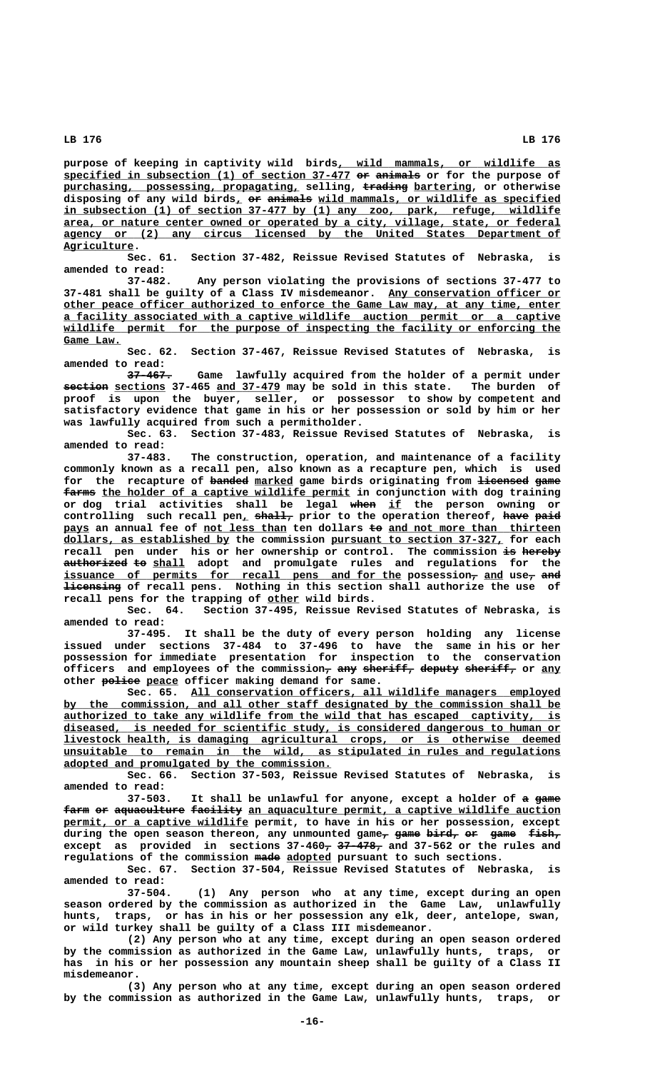purpose of keeping in captivity wild birds, wild mammals, or wildlife as specified in subsection (1) of section 37-477 or animals or for the purpose of purchasing, possessing, propagating, selling, trading bartering, or otherwise disposing of any wild birds, or animals wild mammals, or wildlife as specified in subsection (1) of section 37-477 by (1) any zoo, park, refuge, wildlife area, or nature center owned or operated by a city, village, state, or federal agency or (2) any circus licensed by the United States Department of Agriculture.

Sec. 61. Section 37-482, Reissue Revised Statutes of Nebraska, is amended to read:

37-482. Any person violating the provisions of sections 37-477 to 37-481 shall be guilty of a Class IV misdemeanor. Any conservation officer or other peace officer authorized to enforce the Game Law may, at any time, enter a facility associated with a captive wildlife auction permit or a captive wildlife permit for the purpose of inspecting the facility or enforcing the Game Law.

Sec. 62. Section 37-467, Reissue Revised Statutes of Nebraska, is amended to read:

37-467. Game lawfully acquired from the holder of a permit under section sections 37-465 and 37-479 may be sold in this state. The burden of proof is upon the buyer, seller, or possessor to show by competent and satisfactory evidence that game in his or her possession or sold by him or her was lawfully acquired from such a permitholder.

Sec. 63. Section 37-483, Reissue Revised Statutes of Nebraska, is amended to read:

37-483. The construction, operation, and maintenance of a facility commonly known as a recall pen, also known as a recapture pen, which is used for the recapture of banded marked game birds originating from licensed game farms the holder of a captive wildlife permit in conjunction with dog training or dog trial activities shall be legal when if the person owning or controlling such recall pen, shall, prior to the operation thereof, have paid pays an annual fee of not less than ten dollars to and not more than thirteen dollars, as established by the commission pursuant to section 37-327, for each recall pen under his or her ownership or control. The commission is hereby authorized to shall adopt and promulgate rules and regulations for the issuance of permits for recall pens and for the possession, and use, and licensing of recall pens. Nothing in this section shall authorize the use of recall pens for the trapping of other wild birds.

Sec. 64. Section 37-495, Reissue Revised Statutes of Nebraska, is amended to read:

37-495. It shall be the duty of every person holding any license issued under sections 37-484 to 37-496 to have the same in his or her possession for immediate presentation for inspection to the conservation officers and employees of the commission, any sheriff, deputy sheriff, or any other police peace officer making demand for same.

Sec. 65. All conservation officers, all wildlife managers employed by the commission, and all other staff designated by the commission shall be authorized to take any wildlife from the wild that has escaped captivity, is diseased, is needed for scientific study, is considered dangerous to human or livestock health, is damaging agricultural crops, or is otherwise deemed unsuitable to remain in the wild, as stipulated in rules and regulations adopted and promulgated by the commission.

Sec. 66. Section 37-503, Reissue Revised Statutes of Nebraska, is amended to read:

37-503. It shall be unlawful for anyone, except a holder of a game farm or aquaculture facility an aquaculture permit, a captive wildlife auction permit, or a captive wildlife permit, to have in his or her possession, except during the open season thereon, any unmounted game, game bird, or game fish, except as provided in sections 37-460, 37-478, and 37-562 or the rules and regulations of the commission made adopted pursuant to such sections.

Sec. 67. Section 37-504, Reissue Revised Statutes of Nebraska, is amended to read:

37-504. (1) Any person who at any time, except during an open season ordered by the commission as authorized in the Game Law, unlawfully hunts, traps, or has in his or her possession any elk, deer, antelope, swan, or wild turkey shall be guilty of a Class III misdemeanor.

(2) Any person who at any time, except during an open season ordered by the commission as authorized in the Game Law, unlawfully hunts, traps, or has in his or her possession any mountain sheep shall be guilty of a Class II misdemeanor.

(3) Any person who at any time, except during an open season ordered by the commission as authorized in the Game Law, unlawfully hunts, traps, or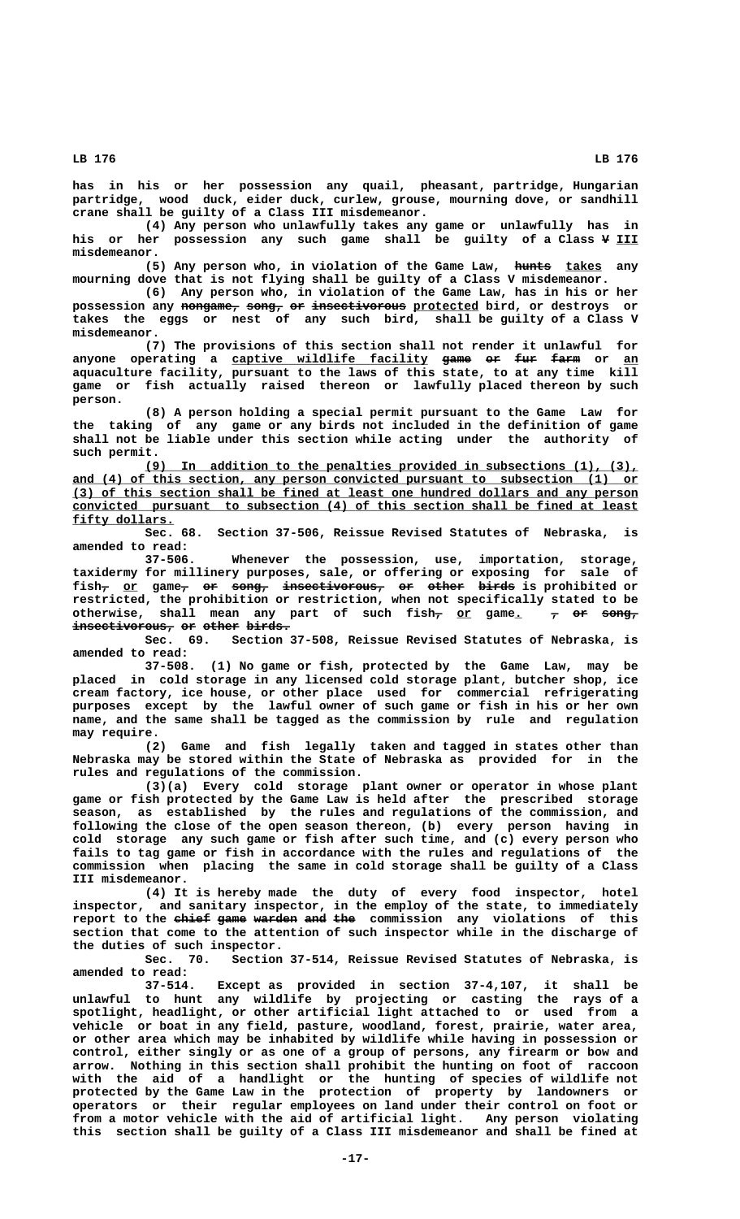has in his or her possession any quail, pheasant, partridge, Hungarian partridge, wood duck, eider duck, curlew, grouse, mourning dove, or sandhill crane shall be guilty of a Class III misdemeanor.

(4) Any person who unlawfully takes any game or unlawfully has in his or her possession any such game shall be guilty of a Class ~~V~~ III misdemeanor.

(5) Any person who, in violation of the Game Law, ~~hunts~~ takes any mourning dove that is not flying shall be guilty of a Class V misdemeanor.

(6) Any person who, in violation of the Game Law, has in his or her possession any ~~nongame, song, or insectivorous~~ protected bird, or destroys or takes the eggs or nest of any such bird, shall be guilty of a Class V misdemeanor.

(7) The provisions of this section shall not render it unlawful for anyone operating a captive wildlife facility ~~game or fur farm~~ or an aquaculture facility, pursuant to the laws of this state, to at any time kill game or fish actually raised thereon or lawfully placed thereon by such person.

(8) A person holding a special permit pursuant to the Game Law for the taking of any game or any birds not included in the definition of game shall not be liable under this section while acting under the authority of such permit.

(9) In addition to the penalties provided in subsections (1), (3), and (4) of this section, any person convicted pursuant to subsection (1) or (3) of this section shall be fined at least one hundred dollars and any person convicted pursuant to subsection (4) of this section shall be fined at least fifty dollars.

Sec. 68. Section 37-506, Reissue Revised Statutes of Nebraska, is amended to read:

37-506. Whenever the possession, use, importation, storage, taxidermy for millinery purposes, sale, or offering or exposing for sale of fish~~,~~ or game~~, or song, insectivorous, or other birds~~ is prohibited or restricted, the prohibition or restriction, when not specifically stated to be otherwise, shall mean any part of such fish~~,~~ or game. ~~, or song, insectivorous, or other birds.~~

Sec. 69. Section 37-508, Reissue Revised Statutes of Nebraska, is amended to read:

37-508. (1) No game or fish, protected by the Game Law, may be placed in cold storage in any licensed cold storage plant, butcher shop, ice cream factory, ice house, or other place used for commercial refrigerating purposes except by the lawful owner of such game or fish in his or her own name, and the same shall be tagged as the commission by rule and regulation may require.

(2) Game and fish legally taken and tagged in states other than Nebraska may be stored within the State of Nebraska as provided for in the rules and regulations of the commission.

(3)(a) Every cold storage plant owner or operator in whose plant game or fish protected by the Game Law is held after the prescribed storage season, as established by the rules and regulations of the commission, and following the close of the open season thereon, (b) every person having in cold storage any such game or fish after such time, and (c) every person who fails to tag game or fish in accordance with the rules and regulations of the commission when placing the same in cold storage shall be guilty of a Class III misdemeanor.

(4) It is hereby made the duty of every food inspector, hotel inspector, and sanitary inspector, in the employ of the state, to immediately report to the ~~chief game warden and the~~ commission any violations of this section that come to the attention of such inspector while in the discharge of the duties of such inspector.

Sec. 70. Section 37-514, Reissue Revised Statutes of Nebraska, is amended to read:

37-514. Except as provided in section 37-4,107, it shall be unlawful to hunt any wildlife by projecting or casting the rays of a spotlight, headlight, or other artificial light attached to or used from a vehicle or boat in any field, pasture, woodland, forest, prairie, water area, or other area which may be inhabited by wildlife while having in possession or control, either singly or as one of a group of persons, any firearm or bow and arrow. Nothing in this section shall prohibit the hunting on foot of raccoon with the aid of a handlight or the hunting of species of wildlife not protected by the Game Law in the protection of property by landowners or operators or their regular employees on land under their control on foot or from a motor vehicle with the aid of artificial light. Any person violating this section shall be guilty of a Class III misdemeanor and shall be fined at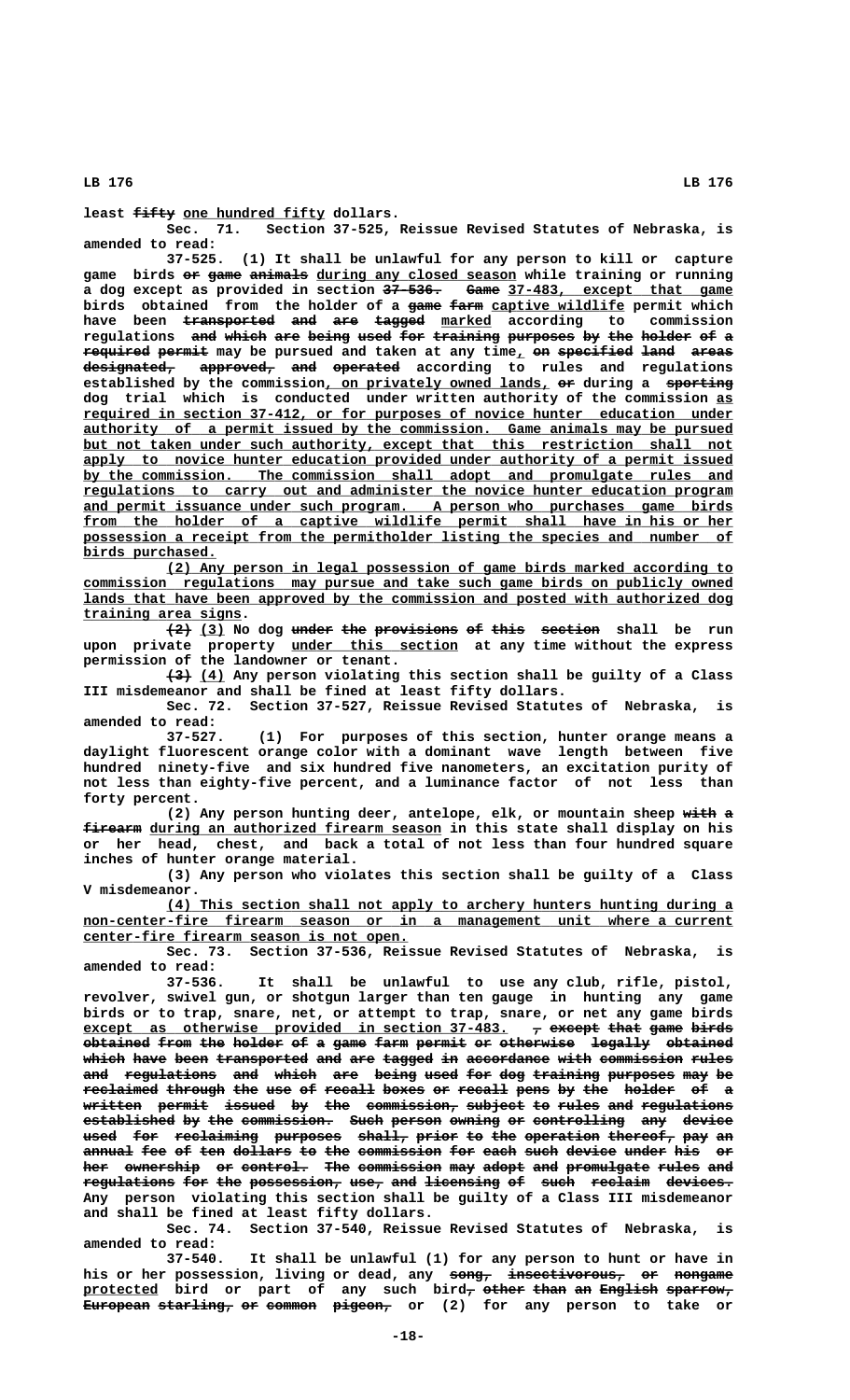least ~~fifty~~ one hundred fifty dollars.

Sec. 71. Section 37-525, Reissue Revised Statutes of Nebraska, is amended to read:

37-525. (1) It shall be unlawful for any person to kill or capture game birds ~~or game animals~~ during any closed season while training or running a dog except as provided in section ~~37-536. Game~~ 37-483, except that game birds obtained from the holder of a ~~game farm~~ captive wildlife permit which have been ~~transported and are tagged~~ marked according to commission regulations ~~and which are being used for training purposes by the holder of a required permit~~ may be pursued and taken at any time, ~~on specified land areas designated, approved, and operated~~ according to rules and regulations established by the commission, on privately owned lands, ~~or~~ during a ~~sporting~~ dog trial which is conducted under written authority of the commission as required in section 37-412, or for purposes of novice hunter education under authority of a permit issued by the commission. Game animals may be pursued but not taken under such authority, except that this restriction shall not apply to novice hunter education provided under authority of a permit issued by the commission. The commission shall adopt and promulgate rules and regulations to carry out and administer the novice hunter education program and permit issuance under such program. A person who purchases game birds from the holder of a captive wildlife permit shall have in his or her possession a receipt from the permitholder listing the species and number of birds purchased.

(2) Any person in legal possession of game birds marked according to commission regulations may pursue and take such game birds on publicly owned lands that have been approved by the commission and posted with authorized dog training area signs.

~~(2)~~ (3) No dog ~~under the provisions of this section~~ shall be run upon private property under this section at any time without the express permission of the landowner or tenant.

~~(3)~~ (4) Any person violating this section shall be guilty of a Class III misdemeanor and shall be fined at least fifty dollars.

Sec. 72. Section 37-527, Reissue Revised Statutes of Nebraska, is amended to read:

37-527. (1) For purposes of this section, hunter orange means a daylight fluorescent orange color with a dominant wave length between five hundred ninety-five and six hundred five nanometers, an excitation purity of not less than eighty-five percent, and a luminance factor of not less than forty percent.

(2) Any person hunting deer, antelope, elk, or mountain sheep ~~with a firearm~~ during an authorized firearm season in this state shall display on his or her head, chest, and back a total of not less than four hundred square inches of hunter orange material.

(3) Any person who violates this section shall be guilty of a Class V misdemeanor.

(4) This section shall not apply to archery hunters hunting during a non-center-fire firearm season or in a management unit where a current center-fire firearm season is not open.

Sec. 73. Section 37-536, Reissue Revised Statutes of Nebraska, is amended to read:

37-536. It shall be unlawful to use any club, rifle, pistol, revolver, swivel gun, or shotgun larger than ten gauge in hunting any game birds or to trap, snare, net, or attempt to trap, snare, or net any game birds except as otherwise provided in section 37-483. ~~, except that game birds obtained from the holder of a game farm permit or otherwise legally obtained which have been transported and are tagged in accordance with commission rules and regulations and which are being used for dog training purposes may be reclaimed through the use of recall boxes or recall pens by the holder of a written permit issued by the commission, subject to rules and regulations established by the commission. Such person owning or controlling any device used for reclaiming purposes shall, prior to the operation thereof, pay an annual fee of ten dollars to the commission for each such device under his or her ownership or control. The commission may adopt and promulgate rules and regulations for the possession, use, and licensing of such reclaim devices.~~ Any person violating this section shall be guilty of a Class III misdemeanor and shall be fined at least fifty dollars.

Sec. 74. Section 37-540, Reissue Revised Statutes of Nebraska, is amended to read:

37-540. It shall be unlawful (1) for any person to hunt or have in his or her possession, living or dead, any ~~song, insectivorous, or nongame~~ protected bird or part of any such bird~~, other than an English sparrow, European starling, or common pigeon,~~ or (2) for any person to take or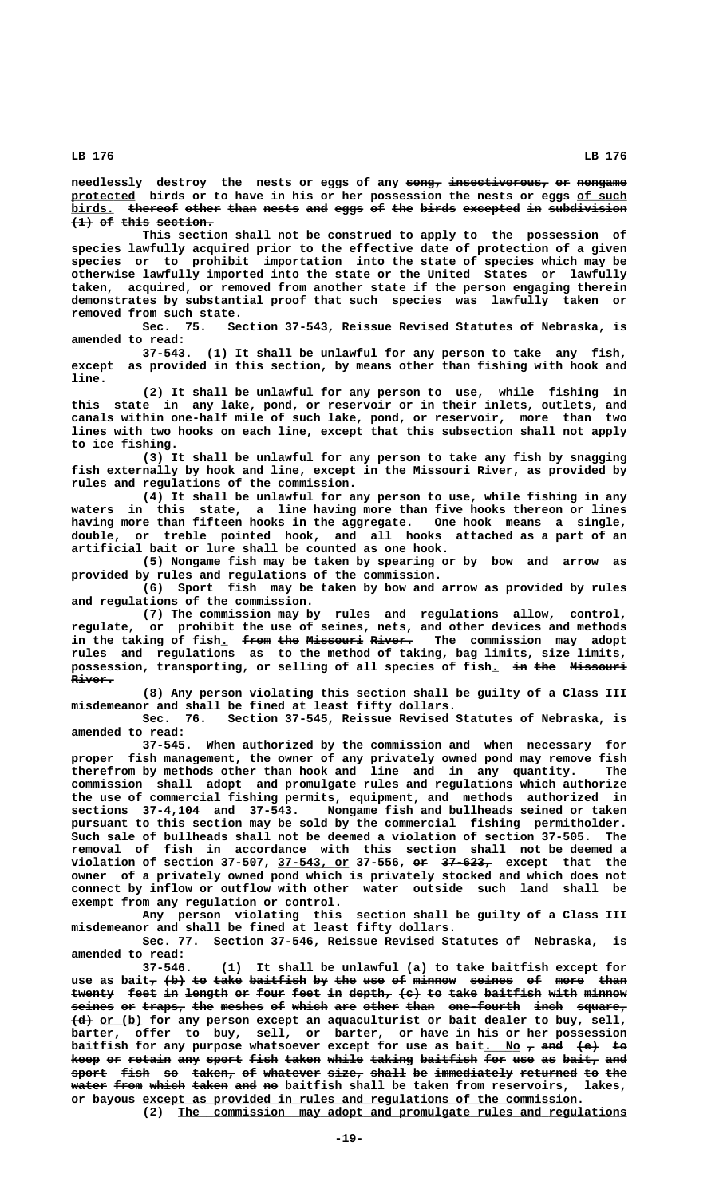needlessly destroy the nests or eggs of any song, insectivorous, or nongame protected birds or to have in his or her possession the nests or eggs of such birds. thereof other than nests and eggs of the birds excepted in subdivision (1) of this section.

This section shall not be construed to apply to the possession of species lawfully acquired prior to the effective date of protection of a given species or to prohibit importation into the state of species which may be otherwise lawfully imported into the state or the United States or lawfully taken, acquired, or removed from another state if the person engaging therein demonstrates by substantial proof that such species was lawfully taken or removed from such state.

Sec. 75. Section 37-543, Reissue Revised Statutes of Nebraska, is amended to read:

37-543. (1) It shall be unlawful for any person to take any fish, except as provided in this section, by means other than fishing with hook and line.

(2) It shall be unlawful for any person to use, while fishing in this state in any lake, pond, or reservoir or in their inlets, outlets, and canals within one-half mile of such lake, pond, or reservoir, more than two lines with two hooks on each line, except that this subsection shall not apply to ice fishing.

(3) It shall be unlawful for any person to take any fish by snagging fish externally by hook and line, except in the Missouri River, as provided by rules and regulations of the commission.

(4) It shall be unlawful for any person to use, while fishing in any waters in this state, a line having more than five hooks thereon or lines having more than fifteen hooks in the aggregate. One hook means a single, double, or treble pointed hook, and all hooks attached as a part of an artificial bait or lure shall be counted as one hook.

(5) Nongame fish may be taken by spearing or by bow and arrow as provided by rules and regulations of the commission.

(6) Sport fish may be taken by bow and arrow as provided by rules and regulations of the commission.

(7) The commission may by rules and regulations allow, control, regulate, or prohibit the use of seines, nets, and other devices and methods in the taking of fish. from the Missouri River. The commission may adopt rules and regulations as to the method of taking, bag limits, size limits, possession, transporting, or selling of all species of fish. in the Missouri River.

(8) Any person violating this section shall be guilty of a Class III misdemeanor and shall be fined at least fifty dollars.

Sec. 76. Section 37-545, Reissue Revised Statutes of Nebraska, is amended to read:

37-545. When authorized by the commission and when necessary for proper fish management, the owner of any privately owned pond may remove fish therefrom by methods other than hook and line and in any quantity. The commission shall adopt and promulgate rules and regulations which authorize the use of commercial fishing permits, equipment, and methods authorized in sections 37-4,104 and 37-543. Nongame fish and bullheads seined or taken pursuant to this section may be sold by the commercial fishing permitholder. Such sale of bullheads shall not be deemed a violation of section 37-505. The removal of fish in accordance with this section shall not be deemed a violation of section 37-507, 37-543, or 37-556, or 37-623, except that the owner of a privately owned pond which is privately stocked and which does not connect by inflow or outflow with other water outside such land shall be exempt from any regulation or control.

Any person violating this section shall be guilty of a Class III misdemeanor and shall be fined at least fifty dollars.

Sec. 77. Section 37-546, Reissue Revised Statutes of Nebraska, is amended to read:

37-546. (1) It shall be unlawful (a) to take baitfish except for use as bait, (b) to take baitfish by the use of minnow seines of more than twenty feet in length or four feet in depth, (c) to take baitfish with minnow seines or traps, the meshes of which are other than one-fourth inch square, (d) or (b) for any person except an aquaculturist or bait dealer to buy, sell, barter, offer to buy, sell, or barter, or have in his or her possession baitfish for any purpose whatsoever except for use as bait. No , and (e) to keep or retain any sport fish taken while taking baitfish for use as bait, and sport fish so taken, of whatever size, shall be immediately returned to the water from which taken and no baitfish shall be taken from reservoirs, lakes, or bayous except as provided in rules and regulations of the commission.

(2) The commission may adopt and promulgate rules and regulations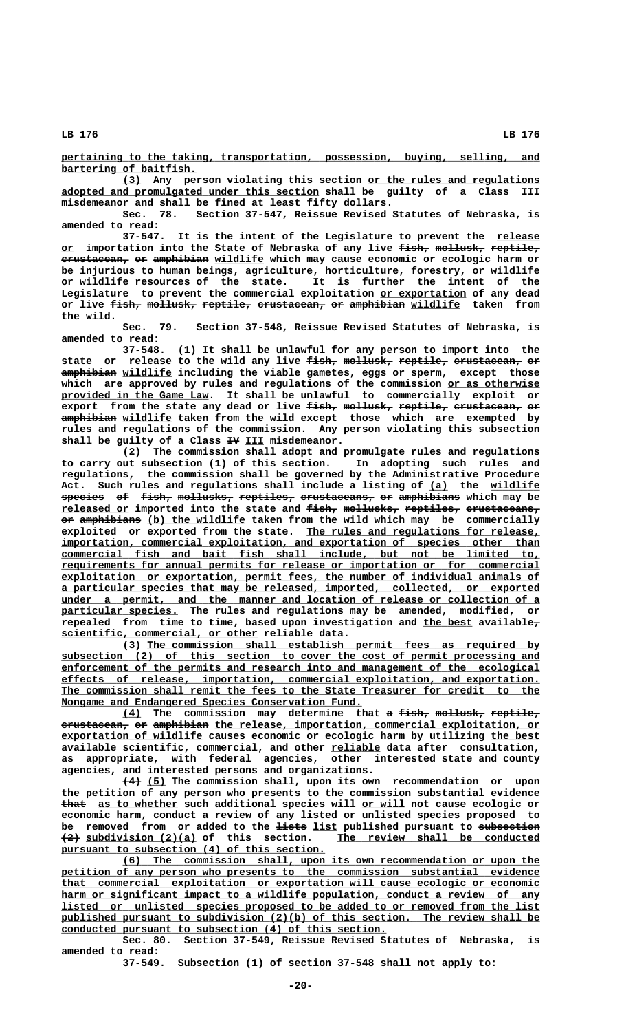pertaining to the taking, transportation, possession, buying, selling, and bartering of baitfish.

(3) Any person violating this section or the rules and regulations adopted and promulgated under this section shall be guilty of a Class III misdemeanor and shall be fined at least fifty dollars.

Sec. 78. Section 37-547, Reissue Revised Statutes of Nebraska, is amended to read:

37-547. It is the intent of the Legislature to prevent the release or importation into the State of Nebraska of any live ~~fish, mollusk, reptile, crustacean, or amphibian~~ wildlife which may cause economic or ecologic harm or be injurious to human beings, agriculture, horticulture, forestry, or wildlife or wildlife resources of the state. It is further the intent of the Legislature to prevent the commercial exploitation or exportation of any dead or live ~~fish, mollusk, reptile, crustacean, or amphibian~~ wildlife taken from the wild.

Sec. 79. Section 37-548, Reissue Revised Statutes of Nebraska, is amended to read:

37-548. (1) It shall be unlawful for any person to import into the state or release to the wild any live ~~fish, mollusk, reptile, crustacean, or amphibian~~ wildlife including the viable gametes, eggs or sperm, except those which are approved by rules and regulations of the commission or as otherwise provided in the Game Law. It shall be unlawful to commercially exploit or export from the state any dead or live ~~fish, mollusk, reptile, crustacean, or amphibian~~ wildlife taken from the wild except those which are exempted by rules and regulations of the commission. Any person violating this subsection shall be guilty of a Class ~~IV~~ III misdemeanor.

(2) The commission shall adopt and promulgate rules and regulations to carry out subsection (1) of this section. In adopting such rules and regulations, the commission shall be governed by the Administrative Procedure Act. Such rules and regulations shall include a listing of (a) the wildlife species ~~of fish, mollusks, reptiles, crustaceans, or amphibians~~ which may be released or imported into the state and ~~fish, mollusks, reptiles, crustaceans, or amphibians~~ (b) the wildlife taken from the wild which may be commercially exploited or exported from the state. The rules and regulations for release, importation, commercial exploitation, and exportation of species other than commercial fish and bait fish shall include, but not be limited to, requirements for annual permits for release or importation or for commercial exploitation or exportation, permit fees, the number of individual animals of a particular species that may be released, imported, collected, or exported under a permit, and the manner and location of release or collection of a particular species. The rules and regulations may be amended, modified, or repealed from time to time, based upon investigation and the best available~~,~~ scientific, commercial, or other reliable data.

(3) The commission shall establish permit fees as required by subsection (2) of this section to cover the cost of permit processing and enforcement of the permits and research into and management of the ecological effects of release, importation, commercial exploitation, and exportation. The commission shall remit the fees to the State Treasurer for credit to the Nongame and Endangered Species Conservation Fund.

(4) The commission may determine that ~~a fish, mollusk, reptile, crustacean, or amphibian~~ the release, importation, commercial exploitation, or exportation of wildlife causes economic or ecologic harm by utilizing the best available scientific, commercial, and other reliable data after consultation, as appropriate, with federal agencies, other interested state and county agencies, and interested persons and organizations.

~~(4)~~ (5) The commission shall, upon its own recommendation or upon the petition of any person who presents to the commission substantial evidence ~~that~~ as to whether such additional species will or will not cause ecologic or economic harm, conduct a review of any listed or unlisted species proposed to be removed from or added to the ~~lists~~ list published pursuant to ~~subsection (2)~~ subdivision (2)(a) of this section. The review shall be conducted pursuant to subsection (4) of this section.

(6) The commission shall, upon its own recommendation or upon the petition of any person who presents to the commission substantial evidence that commercial exploitation or exportation will cause ecologic or economic harm or significant impact to a wildlife population, conduct a review of any listed or unlisted species proposed to be added to or removed from the list published pursuant to subdivision (2)(b) of this section. The review shall be conducted pursuant to subsection (4) of this section.

Sec. 80. Section 37-549, Reissue Revised Statutes of Nebraska, is amended to read:

37-549. Subsection (1) of section 37-548 shall not apply to: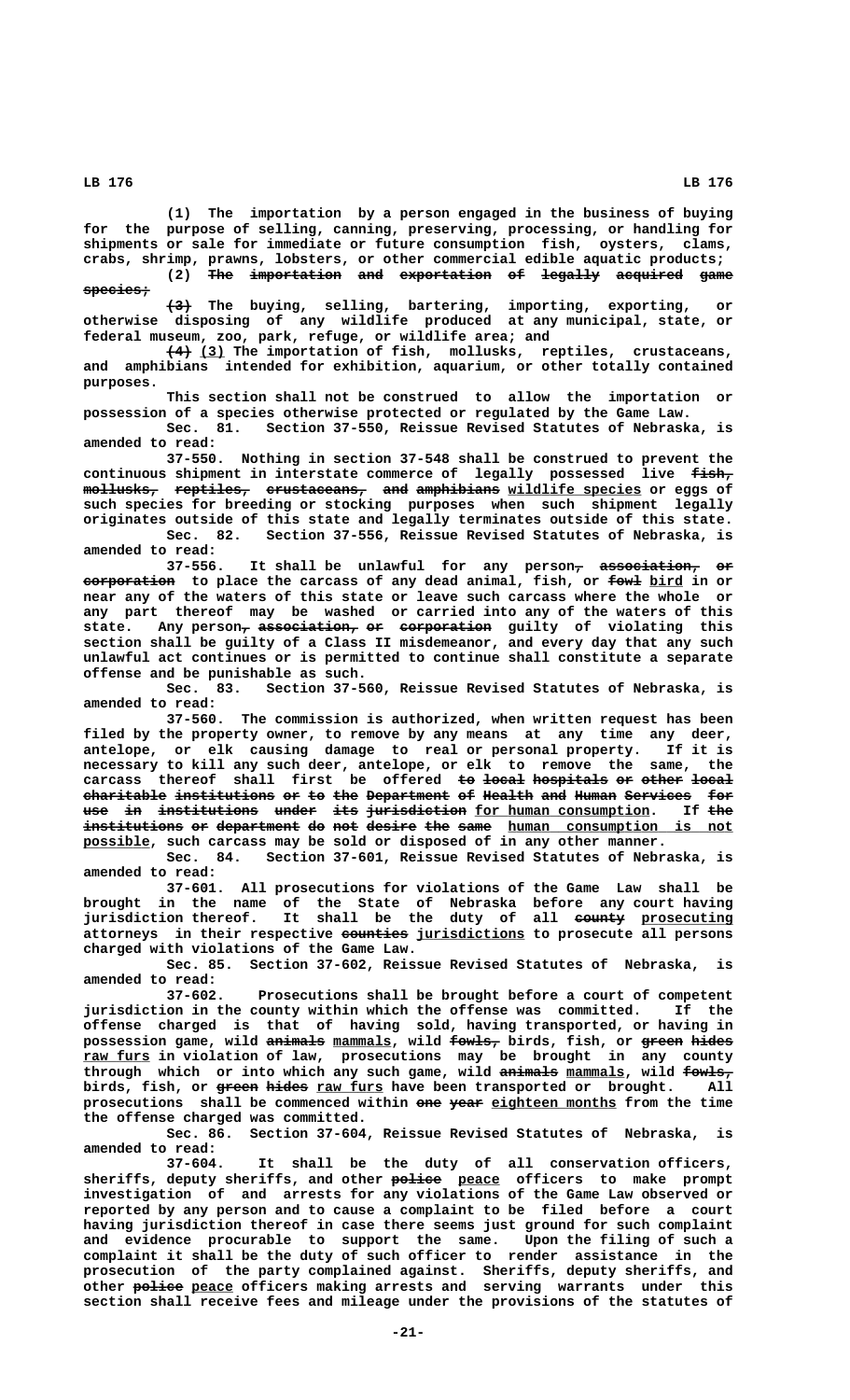(1) The importation by a person engaged in the business of buying for the purpose of selling, canning, preserving, processing, or handling for shipments or sale for immediate or future consumption fish, oysters, clams, crabs, shrimp, prawns, lobsters, or other commercial edible aquatic products;

(2) ~~The importation and exportation of legally acquired game species;~~

~~(3)~~ The buying, selling, bartering, importing, exporting, or otherwise disposing of any wildlife produced at any municipal, state, or federal museum, zoo, park, refuge, or wildlife area; and

~~(4)~~ (3) The importation of fish, mollusks, reptiles, crustaceans, and amphibians intended for exhibition, aquarium, or other totally contained purposes.

This section shall not be construed to allow the importation or possession of a species otherwise protected or regulated by the Game Law.

Sec. 81. Section 37-550, Reissue Revised Statutes of Nebraska, is amended to read:

37-550. Nothing in section 37-548 shall be construed to prevent the continuous shipment in interstate commerce of legally possessed live ~~fish, mollusks, reptiles, crustaceans, and amphibians~~ wildlife species or eggs of such species for breeding or stocking purposes when such shipment legally originates outside of this state and legally terminates outside of this state.

Sec. 82. Section 37-556, Reissue Revised Statutes of Nebraska, is amended to read:

37-556. It shall be unlawful for any person~~, association, or corporation~~ to place the carcass of any dead animal, fish, or ~~fowl~~ bird in or near any of the waters of this state or leave such carcass where the whole or any part thereof may be washed or carried into any of the waters of this state. Any person~~, association, or corporation~~ guilty of violating this section shall be guilty of a Class II misdemeanor, and every day that any such unlawful act continues or is permitted to continue shall constitute a separate offense and be punishable as such.

Sec. 83. Section 37-560, Reissue Revised Statutes of Nebraska, is amended to read:

37-560. The commission is authorized, when written request has been filed by the property owner, to remove by any means at any time any deer, antelope, or elk causing damage to real or personal property. If it is necessary to kill any such deer, antelope, or elk to remove the same, the carcass thereof shall first be offered ~~to local hospitals or other local charitable institutions or to the Department of Health and Human Services for use in institutions under its jurisdiction~~ for human consumption. If ~~the institutions or department do not desire the same~~ human consumption is not possible, such carcass may be sold or disposed of in any other manner.

Sec. 84. Section 37-601, Reissue Revised Statutes of Nebraska, is amended to read:

37-601. All prosecutions for violations of the Game Law shall be brought in the name of the State of Nebraska before any court having jurisdiction thereof. It shall be the duty of all ~~county~~ prosecuting attorneys in their respective ~~counties~~ jurisdictions to prosecute all persons charged with violations of the Game Law.

Sec. 85. Section 37-602, Reissue Revised Statutes of Nebraska, is amended to read:

37-602. Prosecutions shall be brought before a court of competent jurisdiction in the county within which the offense was committed. If the offense charged is that of having sold, having transported, or having in possession game, wild ~~animals~~ mammals, wild ~~fowls,~~ birds, fish, or ~~green hides~~ raw furs in violation of law, prosecutions may be brought in any county through which or into which any such game, wild ~~animals~~ mammals, wild ~~fowls,~~ birds, fish, or ~~green hides~~ raw furs have been transported or brought. All prosecutions shall be commenced within ~~one year~~ eighteen months from the time the offense charged was committed.

Sec. 86. Section 37-604, Reissue Revised Statutes of Nebraska, is amended to read:

37-604. It shall be the duty of all conservation officers, sheriffs, deputy sheriffs, and other ~~police~~ peace officers to make prompt investigation of and arrests for any violations of the Game Law observed or reported by any person and to cause a complaint to be filed before a court having jurisdiction thereof in case there seems just ground for such complaint and evidence procurable to support the same. Upon the filing of such a complaint it shall be the duty of such officer to render assistance in the prosecution of the party complained against. Sheriffs, deputy sheriffs, and other ~~police~~ peace officers making arrests and serving warrants under this section shall receive fees and mileage under the provisions of the statutes of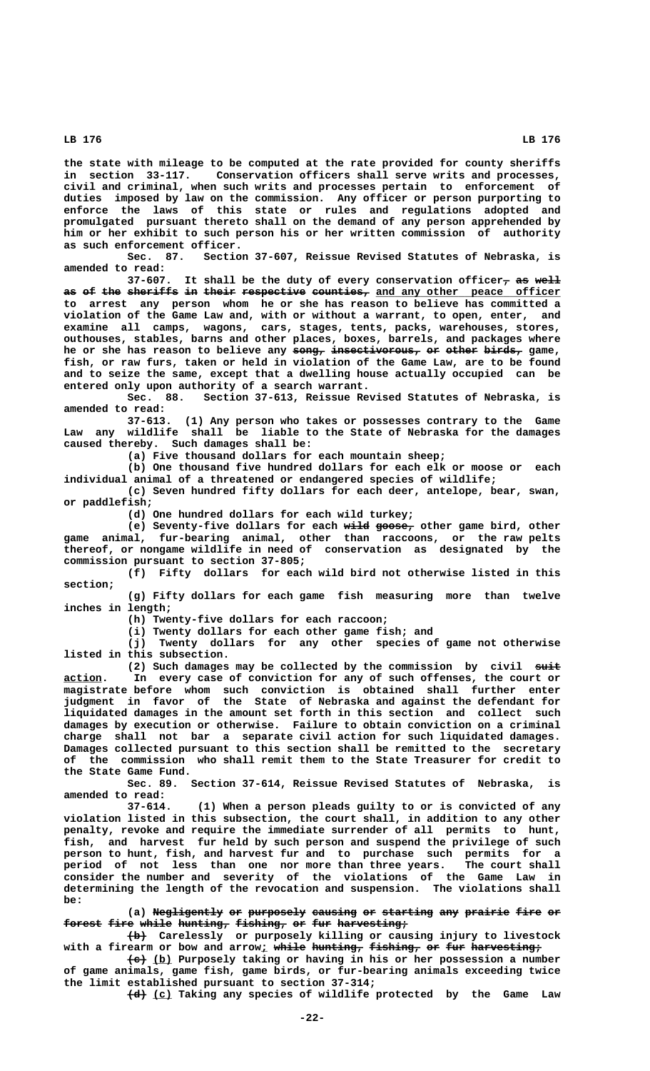the state with mileage to be computed at the rate provided for county sheriffs in section 33-117. Conservation officers shall serve writs and processes, civil and criminal, when such writs and processes pertain to enforcement of duties imposed by law on the commission. Any officer or person purporting to enforce the laws of this state or rules and regulations adopted and promulgated pursuant thereto shall on the demand of any person apprehended by him or her exhibit to such person his or her written commission of authority as such enforcement officer.

Sec. 87. Section 37-607, Reissue Revised Statutes of Nebraska, is amended to read:

37-607. It shall be the duty of every conservation officer, as well as of the sheriffs in their respective counties, and any other peace officer to arrest any person whom he or she has reason to believe has committed a violation of the Game Law and, with or without a warrant, to open, enter, and examine all camps, wagons, cars, stages, tents, packs, warehouses, stores, outhouses, stables, barns and other places, boxes, barrels, and packages where he or she has reason to believe any song, insectivorous, or other birds, game, fish, or raw furs, taken or held in violation of the Game Law, are to be found and to seize the same, except that a dwelling house actually occupied can be entered only upon authority of a search warrant.

Sec. 88. Section 37-613, Reissue Revised Statutes of Nebraska, is amended to read:

37-613. (1) Any person who takes or possesses contrary to the Game Law any wildlife shall be liable to the State of Nebraska for the damages caused thereby. Such damages shall be:

(a) Five thousand dollars for each mountain sheep;

(b) One thousand five hundred dollars for each elk or moose or each individual animal of a threatened or endangered species of wildlife;

(c) Seven hundred fifty dollars for each deer, antelope, bear, swan, or paddlefish;

(d) One hundred dollars for each wild turkey;

(e) Seventy-five dollars for each wild goose, other game bird, other game animal, fur-bearing animal, other than raccoons, or the raw pelts thereof, or nongame wildlife in need of conservation as designated by the commission pursuant to section 37-805;

(f) Fifty dollars for each wild bird not otherwise listed in this section;

(g) Fifty dollars for each game fish measuring more than twelve inches in length;

(h) Twenty-five dollars for each raccoon;

(i) Twenty dollars for each other game fish; and

(j) Twenty dollars for any other species of game not otherwise listed in this subsection.

(2) Such damages may be collected by the commission by civil suit action. In every case of conviction for any of such offenses, the court or magistrate before whom such conviction is obtained shall further enter judgment in favor of the State of Nebraska and against the defendant for liquidated damages in the amount set forth in this section and collect such damages by execution or otherwise. Failure to obtain conviction on a criminal charge shall not bar a separate civil action for such liquidated damages. Damages collected pursuant to this section shall be remitted to the secretary of the commission who shall remit them to the State Treasurer for credit to the State Game Fund.

Sec. 89. Section 37-614, Reissue Revised Statutes of Nebraska, is amended to read:

37-614. (1) When a person pleads guilty to or is convicted of any violation listed in this subsection, the court shall, in addition to any other penalty, revoke and require the immediate surrender of all permits to hunt, fish, and harvest fur held by such person and suspend the privilege of such person to hunt, fish, and harvest fur and to purchase such permits for a period of not less than one nor more than three years. The court shall consider the number and severity of the violations of the Game Law in determining the length of the revocation and suspension. The violations shall be:

(a) Negligently or purposely causing or starting any prairie fire or forest fire while hunting, fishing, or fur harvesting;

(b) Carelessly or purposely killing or causing injury to livestock with a firearm or bow and arrow; while hunting, fishing, or fur harvesting;

(c) (b) Purposely taking or having in his or her possession a number of game animals, game fish, game birds, or fur-bearing animals exceeding twice the limit established pursuant to section 37-314;

(d) (c) Taking any species of wildlife protected by the Game Law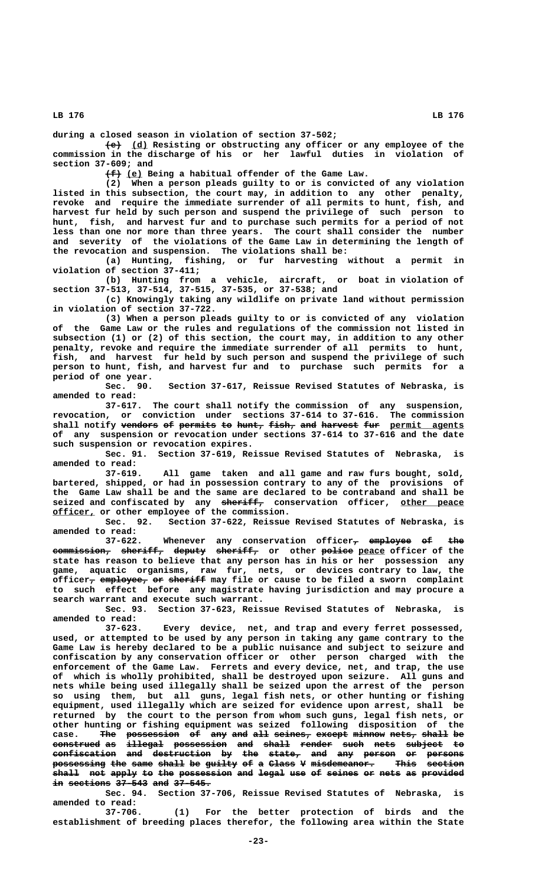during a closed season in violation of section 37-502;

~~(e)~~ (d) Resisting or obstructing any officer or any employee of the commission in the discharge of his or her lawful duties in violation of section 37-609; and

~~(f)~~ (e) Being a habitual offender of the Game Law.

(2) When a person pleads guilty to or is convicted of any violation listed in this subsection, the court may, in addition to any other penalty, revoke and require the immediate surrender of all permits to hunt, fish, and harvest fur held by such person and suspend the privilege of such person to hunt, fish, and harvest fur and to purchase such permits for a period of not less than one nor more than three years. The court shall consider the number and severity of the violations of the Game Law in determining the length of the revocation and suspension. The violations shall be:

(a) Hunting, fishing, or fur harvesting without a permit in violation of section 37-411;

(b) Hunting from a vehicle, aircraft, or boat in violation of section 37-513, 37-514, 37-515, 37-535, or 37-538; and

(c) Knowingly taking any wildlife on private land without permission in violation of section 37-722.

(3) When a person pleads guilty to or is convicted of any violation of the Game Law or the rules and regulations of the commission not listed in subsection (1) or (2) of this section, the court may, in addition to any other penalty, revoke and require the immediate surrender of all permits to hunt, fish, and harvest fur held by such person and suspend the privilege of such person to hunt, fish, and harvest fur and to purchase such permits for a period of one year.

Sec. 90. Section 37-617, Reissue Revised Statutes of Nebraska, is amended to read:

37-617. The court shall notify the commission of any suspension, revocation, or conviction under sections 37-614 to 37-616. The commission shall notify ~~vendors of permits to hunt, fish, and harvest fur~~ permit agents of any suspension or revocation under sections 37-614 to 37-616 and the date such suspension or revocation expires.

Sec. 91. Section 37-619, Reissue Revised Statutes of Nebraska, is amended to read:

37-619. All game taken and all game and raw furs bought, sold, bartered, shipped, or had in possession contrary to any of the provisions of the Game Law shall be and the same are declared to be contraband and shall be seized and confiscated by any ~~sheriff,~~ conservation officer, other peace officer, or other employee of the commission.

Sec. 92. Section 37-622, Reissue Revised Statutes of Nebraska, is amended to read:

37-622. Whenever any conservation officer~~, employee of the commission, sheriff, deputy sheriff,~~ or other ~~police~~ peace officer of the state has reason to believe that any person has in his or her possession any game, aquatic organisms, raw fur, nets, or devices contrary to law, the officer~~, employee, or sheriff~~ may file or cause to be filed a sworn complaint to such effect before any magistrate having jurisdiction and may procure a search warrant and execute such warrant.

Sec. 93. Section 37-623, Reissue Revised Statutes of Nebraska, is amended to read:

37-623. Every device, net, and trap and every ferret possessed, used, or attempted to be used by any person in taking any game contrary to the Game Law is hereby declared to be a public nuisance and subject to seizure and confiscation by any conservation officer or other person charged with the enforcement of the Game Law. Ferrets and every device, net, and trap, the use of which is wholly prohibited, shall be destroyed upon seizure. All guns and nets while being used illegally shall be seized upon the arrest of the person so using them, but all guns, legal fish nets, or other hunting or fishing equipment, used illegally which are seized for evidence upon arrest, shall be returned by the court to the person from whom such guns, legal fish nets, or other hunting or fishing equipment was seized following disposition of the case. ~~The possession of any and all seines, except minnow nets, shall be construed as illegal possession and shall render such nets subject to confiscation and destruction by the state, and any person or persons possessing the same shall be guilty of a Class V misdemeanor. This section shall not apply to the possession and legal use of seines or nets as provided in sections 37-543 and 37-545.~~

Sec. 94. Section 37-706, Reissue Revised Statutes of Nebraska, is amended to read:

37-706. (1) For the better protection of birds and the establishment of breeding places therefor, the following area within the State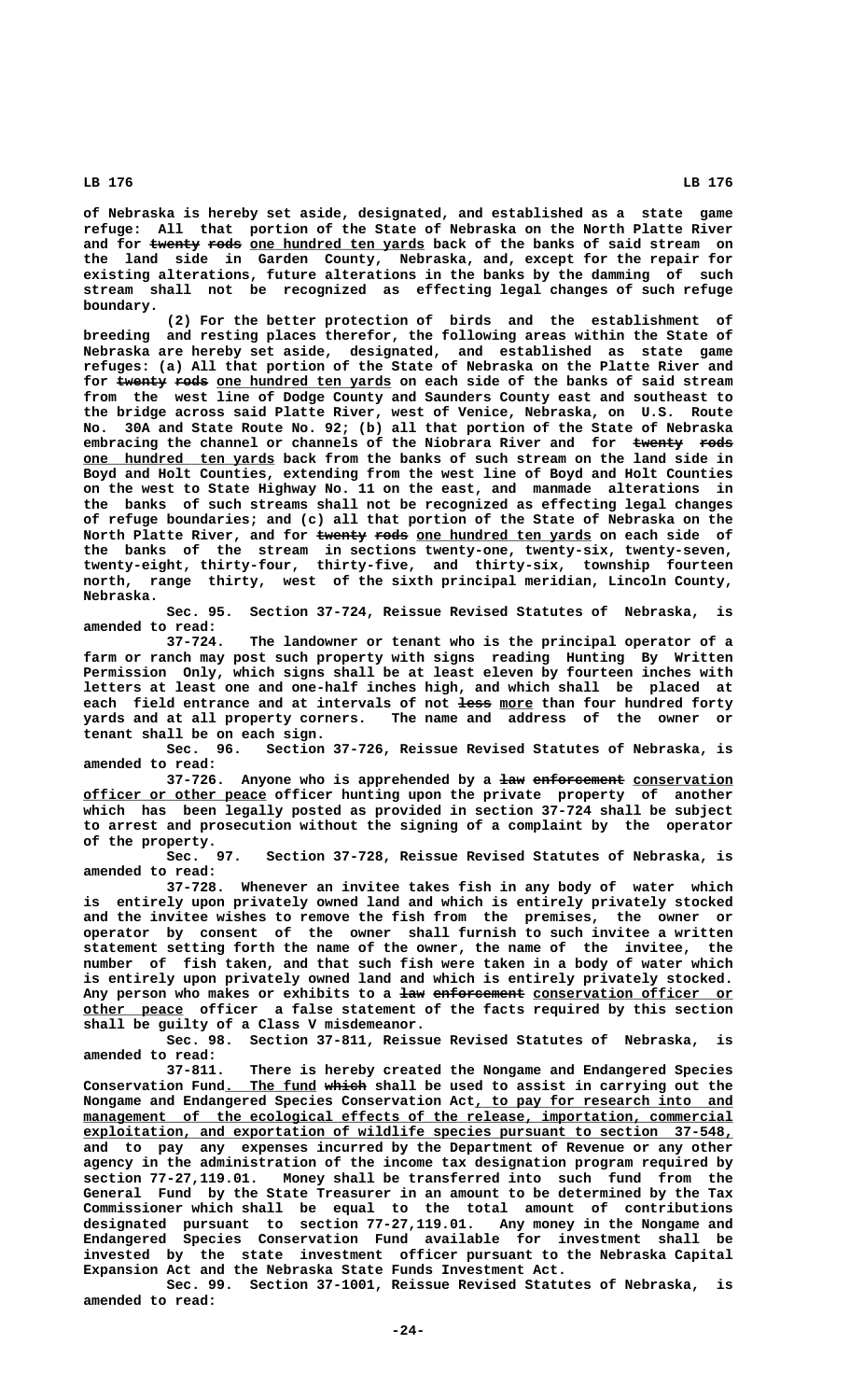of Nebraska is hereby set aside, designated, and established as a state game refuge: All that portion of the State of Nebraska on the North Platte River and for ~~twenty rods~~ one hundred ten yards back of the banks of said stream on the land side in Garden County, Nebraska, and, except for the repair for existing alterations, future alterations in the banks by the damming of such stream shall not be recognized as effecting legal changes of such refuge boundary.

(2) For the better protection of birds and the establishment of breeding and resting places therefor, the following areas within the State of Nebraska are hereby set aside, designated, and established as state game refuges: (a) All that portion of the State of Nebraska on the Platte River and for ~~twenty rods~~ one hundred ten yards on each side of the banks of said stream from the west line of Dodge County and Saunders County east and southeast to the bridge across said Platte River, west of Venice, Nebraska, on U.S. Route No. 30A and State Route No. 92; (b) all that portion of the State of Nebraska embracing the channel or channels of the Niobrara River and for ~~twenty rods~~ one hundred ten yards back from the banks of such stream on the land side in Boyd and Holt Counties, extending from the west line of Boyd and Holt Counties on the west to State Highway No. 11 on the east, and manmade alterations in the banks of such streams shall not be recognized as effecting legal changes of refuge boundaries; and (c) all that portion of the State of Nebraska on the North Platte River, and for ~~twenty rods~~ one hundred ten yards on each side of the banks of the stream in sections twenty-one, twenty-six, twenty-seven, twenty-eight, thirty-four, thirty-five, and thirty-six, township fourteen north, range thirty, west of the sixth principal meridian, Lincoln County, Nebraska.

Sec. 95. Section 37-724, Reissue Revised Statutes of Nebraska, is amended to read:

37-724. The landowner or tenant who is the principal operator of a farm or ranch may post such property with signs reading Hunting By Written Permission Only, which signs shall be at least eleven by fourteen inches with letters at least one and one-half inches high, and which shall be placed at each field entrance and at intervals of not ~~less~~ more than four hundred forty yards and at all property corners. The name and address of the owner or tenant shall be on each sign.

Sec. 96. Section 37-726, Reissue Revised Statutes of Nebraska, is amended to read:

37-726. Anyone who is apprehended by a ~~law enforcement~~ conservation officer or other peace officer hunting upon the private property of another which has been legally posted as provided in section 37-724 shall be subject to arrest and prosecution without the signing of a complaint by the operator of the property.

Sec. 97. Section 37-728, Reissue Revised Statutes of Nebraska, is amended to read:

37-728. Whenever an invitee takes fish in any body of water which is entirely upon privately owned land and which is entirely privately stocked and the invitee wishes to remove the fish from the premises, the owner or operator by consent of the owner shall furnish to such invitee a written statement setting forth the name of the owner, the name of the invitee, the number of fish taken, and that such fish were taken in a body of water which is entirely upon privately owned land and which is entirely privately stocked. Any person who makes or exhibits to a ~~law enforcement~~ conservation officer or other peace officer a false statement of the facts required by this section shall be guilty of a Class V misdemeanor.

Sec. 98. Section 37-811, Reissue Revised Statutes of Nebraska, is amended to read:

37-811. There is hereby created the Nongame and Endangered Species Conservation Fund. The fund ~~which~~ shall be used to assist in carrying out the Nongame and Endangered Species Conservation Act, to pay for research into and management of the ecological effects of the release, importation, commercial exploitation, and exportation of wildlife species pursuant to section 37-548, and to pay any expenses incurred by the Department of Revenue or any other agency in the administration of the income tax designation program required by section 77-27,119.01. Money shall be transferred into such fund from the General Fund by the State Treasurer in an amount to be determined by the Tax Commissioner which shall be equal to the total amount of contributions designated pursuant to section 77-27,119.01. Any money in the Nongame and Endangered Species Conservation Fund available for investment shall be invested by the state investment officer pursuant to the Nebraska Capital Expansion Act and the Nebraska State Funds Investment Act.

Sec. 99. Section 37-1001, Reissue Revised Statutes of Nebraska, is amended to read: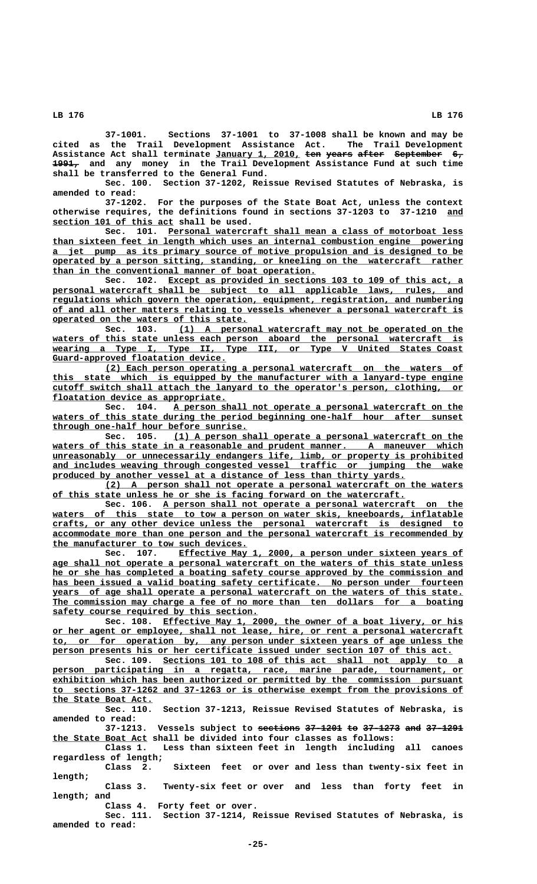37-1001. Sections 37-1001 to 37-1008 shall be known and may be cited as the Trail Development Assistance Act. The Trail Development Assistance Act shall terminate January 1, 2010, ten years after September 6, 1991, and any money in the Trail Development Assistance Fund at such time shall be transferred to the General Fund.

Sec. 100. Section 37-1202, Reissue Revised Statutes of Nebraska, is amended to read:

37-1202. For the purposes of the State Boat Act, unless the context otherwise requires, the definitions found in sections 37-1203 to 37-1210 and section 101 of this act shall be used.

Sec. 101. Personal watercraft shall mean a class of motorboat less than sixteen feet in length which uses an internal combustion engine powering a jet pump as its primary source of motive propulsion and is designed to be operated by a person sitting, standing, or kneeling on the watercraft rather than in the conventional manner of boat operation.

Sec. 102. Except as provided in sections 103 to 109 of this act, a personal watercraft shall be subject to all applicable laws, rules, and regulations which govern the operation, equipment, registration, and numbering of and all other matters relating to vessels whenever a personal watercraft is operated on the waters of this state.

Sec. 103. (1) A personal watercraft may not be operated on the waters of this state unless each person aboard the personal watercraft is wearing a Type I, Type II, Type III, or Type V United States Coast Guard-approved floatation device.

(2) Each person operating a personal watercraft on the waters of this state which is equipped by the manufacturer with a lanyard-type engine cutoff switch shall attach the lanyard to the operator's person, clothing, or floatation device as appropriate.

Sec. 104. A person shall not operate a personal watercraft on the waters of this state during the period beginning one-half hour after sunset through one-half hour before sunrise.

Sec. 105. (1) A person shall operate a personal watercraft on the waters of this state in a reasonable and prudent manner. A maneuver which unreasonably or unnecessarily endangers life, limb, or property is prohibited and includes weaving through congested vessel traffic or jumping the wake produced by another vessel at a distance of less than thirty yards.

(2) A person shall not operate a personal watercraft on the waters of this state unless he or she is facing forward on the watercraft.

Sec. 106. A person shall not operate a personal watercraft on the waters of this state to tow a person on water skis, kneeboards, inflatable crafts, or any other device unless the personal watercraft is designed to accommodate more than one person and the personal watercraft is recommended by the manufacturer to tow such devices.

Sec. 107. Effective May 1, 2000, a person under sixteen years of age shall not operate a personal watercraft on the waters of this state unless he or she has completed a boating safety course approved by the commission and has been issued a valid boating safety certificate. No person under fourteen years of age shall operate a personal watercraft on the waters of this state. The commission may charge a fee of no more than ten dollars for a boating safety course required by this section.

Sec. 108. Effective May 1, 2000, the owner of a boat livery, or his or her agent or employee, shall not lease, hire, or rent a personal watercraft to, or for operation by, any person under sixteen years of age unless the person presents his or her certificate issued under section 107 of this act.

Sec. 109. Sections 101 to 108 of this act shall not apply to a person participating in a regatta, race, marine parade, tournament, or exhibition which has been authorized or permitted by the commission pursuant to sections 37-1262 and 37-1263 or is otherwise exempt from the provisions of the State Boat Act.

Sec. 110. Section 37-1213, Reissue Revised Statutes of Nebraska, is amended to read:

37-1213. Vessels subject to sections 37-1201 to 37-1273 and 37-1291 the State Boat Act shall be divided into four classes as follows:

Class 1. Less than sixteen feet in length including all canoes regardless of length;

Class 2. Sixteen feet or over and less than twenty-six feet in length;

Class 3. Twenty-six feet or over and less than forty feet in length; and

Class 4. Forty feet or over.

Sec. 111. Section 37-1214, Reissue Revised Statutes of Nebraska, is amended to read: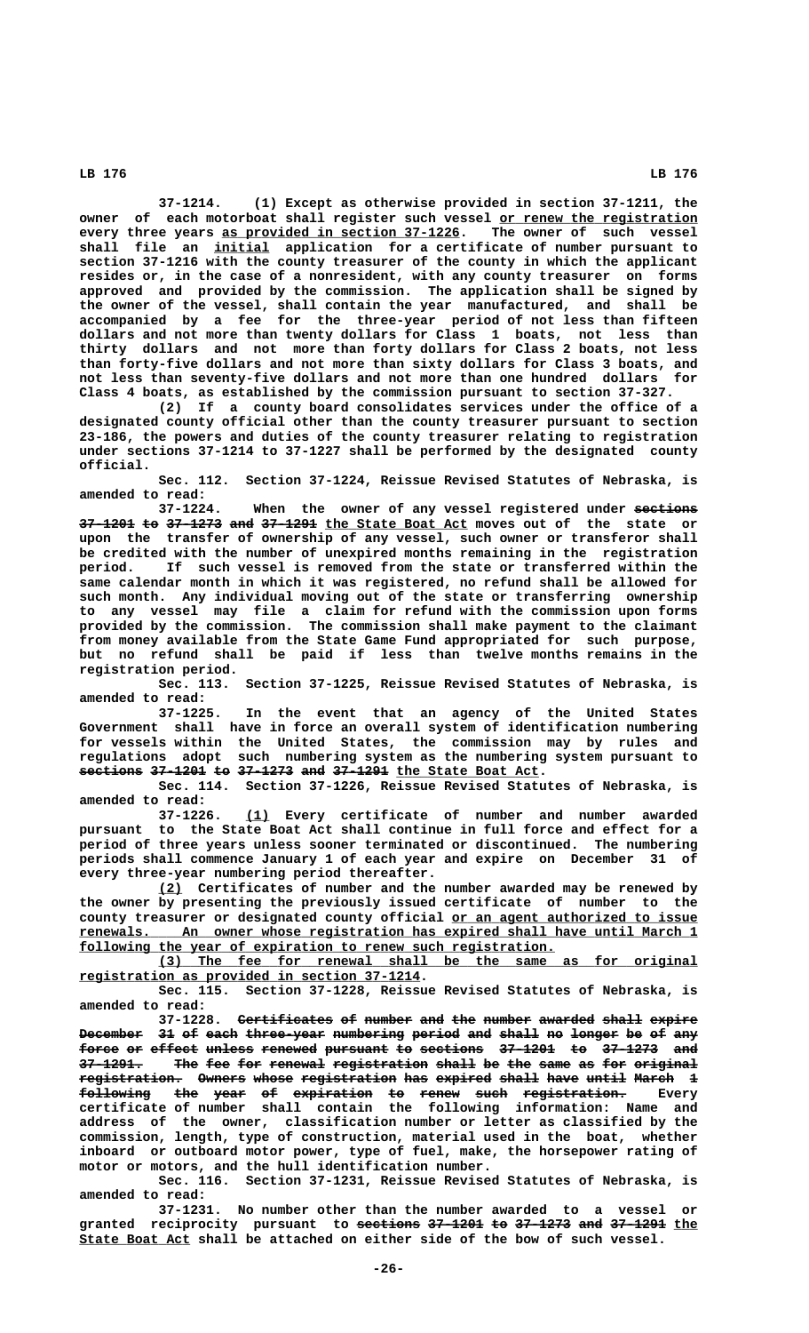37-1214. (1) Except as otherwise provided in section 37-1211, the owner of each motorboat shall register such vessel or renew the registration every three years as provided in section 37-1226. The owner of such vessel shall file an initial application for a certificate of number pursuant to section 37-1216 with the county treasurer of the county in which the applicant resides or, in the case of a nonresident, with any county treasurer on forms approved and provided by the commission. The application shall be signed by the owner of the vessel, shall contain the year manufactured, and shall be accompanied by a fee for the three-year period of not less than fifteen dollars and not more than twenty dollars for Class 1 boats, not less than thirty dollars and not more than forty dollars for Class 2 boats, not less than forty-five dollars and not more than sixty dollars for Class 3 boats, and not less than seventy-five dollars and not more than one hundred dollars for Class 4 boats, as established by the commission pursuant to section 37-327.

(2) If a county board consolidates services under the office of a designated county official other than the county treasurer pursuant to section 23-186, the powers and duties of the county treasurer relating to registration under sections 37-1214 to 37-1227 shall be performed by the designated county official.

Sec. 112. Section 37-1224, Reissue Revised Statutes of Nebraska, is amended to read:

37-1224. When the owner of any vessel registered under ~~sections 37-1201 to 37-1273 and 37-1291~~ the State Boat Act moves out of the state or upon the transfer of ownership of any vessel, such owner or transferor shall be credited with the number of unexpired months remaining in the registration period. If such vessel is removed from the state or transferred within the same calendar month in which it was registered, no refund shall be allowed for such month. Any individual moving out of the state or transferring ownership to any vessel may file a claim for refund with the commission upon forms provided by the commission. The commission shall make payment to the claimant from money available from the State Game Fund appropriated for such purpose, but no refund shall be paid if less than twelve months remains in the registration period.

Sec. 113. Section 37-1225, Reissue Revised Statutes of Nebraska, is amended to read:

37-1225. In the event that an agency of the United States Government shall have in force an overall system of identification numbering for vessels within the United States, the commission may by rules and regulations adopt such numbering system as the numbering system pursuant to ~~sections 37-1201 to 37-1273 and 37-1291~~ the State Boat Act.

Sec. 114. Section 37-1226, Reissue Revised Statutes of Nebraska, is amended to read:

37-1226. (1) Every certificate of number and number awarded pursuant to the State Boat Act shall continue in full force and effect for a period of three years unless sooner terminated or discontinued. The numbering periods shall commence January 1 of each year and expire on December 31 of every three-year numbering period thereafter.

(2) Certificates of number and the number awarded may be renewed by the owner by presenting the previously issued certificate of number to the county treasurer or designated county official or an agent authorized to issue renewals. An owner whose registration has expired shall have until March 1 following the year of expiration to renew such registration.

(3) The fee for renewal shall be the same as for original registration as provided in section 37-1214.

Sec. 115. Section 37-1228, Reissue Revised Statutes of Nebraska, is amended to read:

37-1228. ~~Certificates of number and the number awarded shall expire December 31 of each three-year numbering period and shall no longer be of any force or effect unless renewed pursuant to sections 37-1201 to 37-1273 and 37-1291. The fee for renewal registration shall be the same as for original registration. Owners whose registration has expired shall have until March 1 following the year of expiration to renew such registration.~~ Every certificate of number shall contain the following information: Name and address of the owner, classification number or letter as classified by the commission, length, type of construction, material used in the boat, whether inboard or outboard motor power, type of fuel, make, the horsepower rating of motor or motors, and the hull identification number.

Sec. 116. Section 37-1231, Reissue Revised Statutes of Nebraska, is amended to read:

37-1231. No number other than the number awarded to a vessel or granted reciprocity pursuant to ~~sections 37-1201 to 37-1273 and 37-1291~~ the State Boat Act shall be attached on either side of the bow of such vessel.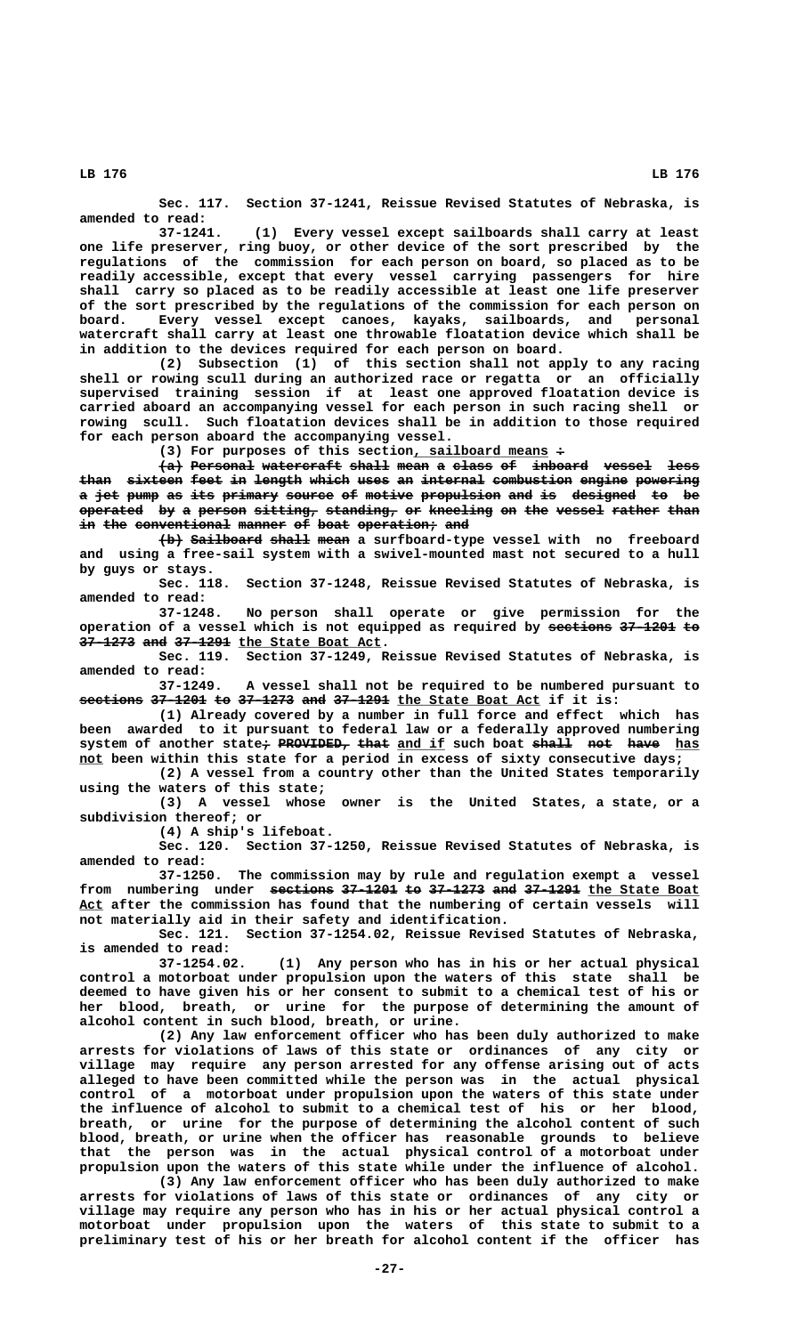Sec. 117. Section 37-1241, Reissue Revised Statutes of Nebraska, is amended to read:

37-1241. (1) Every vessel except sailboards shall carry at least one life preserver, ring buoy, or other device of the sort prescribed by the regulations of the commission for each person on board, so placed as to be readily accessible, except that every vessel carrying passengers for hire shall carry so placed as to be readily accessible at least one life preserver of the sort prescribed by the regulations of the commission for each person on board. Every vessel except canoes, kayaks, sailboards, and personal watercraft shall carry at least one throwable floatation device which shall be in addition to the devices required for each person on board.

(2) Subsection (1) of this section shall not apply to any racing shell or rowing scull during an authorized race or regatta or an officially supervised training session if at least one approved floatation device is carried aboard an accompanying vessel for each person in such racing shell or rowing scull. Such floatation devices shall be in addition to those required for each person aboard the accompanying vessel.

(3) For purposes of this section, sailboard means ~~:~~

~~(a) Personal watercraft shall mean a class of inboard vessel less than sixteen feet in length which uses an internal combustion engine powering a jet pump as its primary source of motive propulsion and is designed to be operated by a person sitting, standing, or kneeling on the vessel rather than in the conventional manner of boat operation; and~~

~~(b) Sailboard shall mean~~ a surfboard-type vessel with no freeboard and using a free-sail system with a swivel-mounted mast not secured to a hull by guys or stays.

Sec. 118. Section 37-1248, Reissue Revised Statutes of Nebraska, is amended to read:

37-1248. No person shall operate or give permission for the operation of a vessel which is not equipped as required by ~~sections 37-1201 to 37-1273 and 37-1291~~ the State Boat Act.

Sec. 119. Section 37-1249, Reissue Revised Statutes of Nebraska, is amended to read:

37-1249. A vessel shall not be required to be numbered pursuant to ~~sections 37-1201 to 37-1273 and 37-1291~~ the State Boat Act if it is:

(1) Already covered by a number in full force and effect which has been awarded to it pursuant to federal law or a federally approved numbering system of another state~~; PROVIDED, that~~ and if such boat ~~shall not have~~ has not been within this state for a period in excess of sixty consecutive days;

(2) A vessel from a country other than the United States temporarily using the waters of this state;

(3) A vessel whose owner is the United States, a state, or a subdivision thereof; or

(4) A ship's lifeboat.

Sec. 120. Section 37-1250, Reissue Revised Statutes of Nebraska, is amended to read:

37-1250. The commission may by rule and regulation exempt a vessel from numbering under ~~sections 37-1201 to 37-1273 and 37-1291~~ the State Boat Act after the commission has found that the numbering of certain vessels will not materially aid in their safety and identification.

Sec. 121. Section 37-1254.02, Reissue Revised Statutes of Nebraska, is amended to read:

37-1254.02. (1) Any person who has in his or her actual physical control a motorboat under propulsion upon the waters of this state shall be deemed to have given his or her consent to submit to a chemical test of his or her blood, breath, or urine for the purpose of determining the amount of alcohol content in such blood, breath, or urine.

(2) Any law enforcement officer who has been duly authorized to make arrests for violations of laws of this state or ordinances of any city or village may require any person arrested for any offense arising out of acts alleged to have been committed while the person was in the actual physical control of a motorboat under propulsion upon the waters of this state under the influence of alcohol to submit to a chemical test of his or her blood, breath, or urine for the purpose of determining the alcohol content of such blood, breath, or urine when the officer has reasonable grounds to believe that the person was in the actual physical control of a motorboat under propulsion upon the waters of this state while under the influence of alcohol.

(3) Any law enforcement officer who has been duly authorized to make arrests for violations of laws of this state or ordinances of any city or village may require any person who has in his or her actual physical control a motorboat under propulsion upon the waters of this state to submit to a preliminary test of his or her breath for alcohol content if the officer has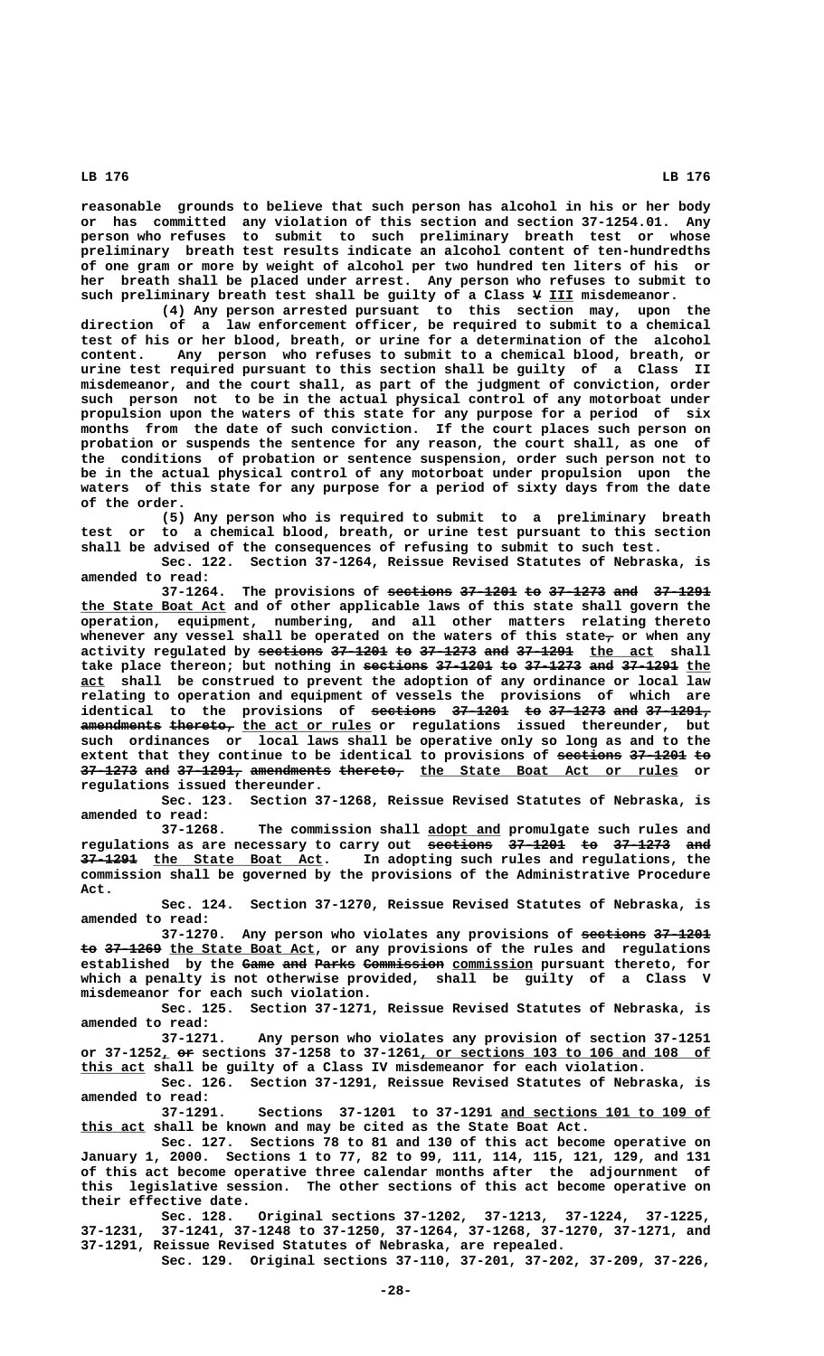reasonable grounds to believe that such person has alcohol in his or her body or has committed any violation of this section and section 37-1254.01. Any person who refuses to submit to such preliminary breath test or whose preliminary breath test results indicate an alcohol content of ten-hundredths of one gram or more by weight of alcohol per two hundred ten liters of his or her breath shall be placed under arrest. Any person who refuses to submit to such preliminary breath test shall be guilty of a Class ~~V~~ III misdemeanor.

(4) Any person arrested pursuant to this section may, upon the direction of a law enforcement officer, be required to submit to a chemical test of his or her blood, breath, or urine for a determination of the alcohol content. Any person who refuses to submit to a chemical blood, breath, or urine test required pursuant to this section shall be guilty of a Class II misdemeanor, and the court shall, as part of the judgment of conviction, order such person not to be in the actual physical control of any motorboat under propulsion upon the waters of this state for any purpose for a period of six months from the date of such conviction. If the court places such person on probation or suspends the sentence for any reason, the court shall, as one of the conditions of probation or sentence suspension, order such person not to be in the actual physical control of any motorboat under propulsion upon the waters of this state for any purpose for a period of sixty days from the date of the order.

(5) Any person who is required to submit to a preliminary breath test or to a chemical blood, breath, or urine test pursuant to this section shall be advised of the consequences of refusing to submit to such test.

Sec. 122. Section 37-1264, Reissue Revised Statutes of Nebraska, is amended to read:

37-1264. The provisions of ~~sections 37-1201 to 37-1273 and 37-1291~~ the State Boat Act and of other applicable laws of this state shall govern the operation, equipment, numbering, and all other matters relating thereto whenever any vessel shall be operated on the waters of this state~~,~~ or when any activity regulated by ~~sections 37-1201 to 37-1273 and 37-1291~~ the act shall take place thereon; but nothing in ~~sections 37-1201 to 37-1273 and 37-1291~~ the act shall be construed to prevent the adoption of any ordinance or local law relating to operation and equipment of vessels the provisions of which are identical to the provisions of ~~sections 37-1201 to 37-1273 and 37-1291, amendments thereto,~~ the act or rules or regulations issued thereunder, but such ordinances or local laws shall be operative only so long as and to the extent that they continue to be identical to provisions of ~~sections 37-1201 to 37-1273 and 37-1291, amendments thereto,~~ the State Boat Act or rules or regulations issued thereunder.

Sec. 123. Section 37-1268, Reissue Revised Statutes of Nebraska, is amended to read:

37-1268. The commission shall adopt and promulgate such rules and regulations as are necessary to carry out ~~sections 37-1201 to 37-1273 and 37-1291~~ the State Boat Act. In adopting such rules and regulations, the commission shall be governed by the provisions of the Administrative Procedure Act.

Sec. 124. Section 37-1270, Reissue Revised Statutes of Nebraska, is amended to read:

37-1270. Any person who violates any provisions of ~~sections 37-1201 to 37-1269~~ the State Boat Act, or any provisions of the rules and regulations established by the ~~Game and Parks Commission~~ commission pursuant thereto, for which a penalty is not otherwise provided, shall be guilty of a Class V misdemeanor for each such violation.

Sec. 125. Section 37-1271, Reissue Revised Statutes of Nebraska, is amended to read:

37-1271. Any person who violates any provision of section 37-1251 or 37-1252, ~~or~~ sections 37-1258 to 37-1261, or sections 103 to 106 and 108 of this act shall be guilty of a Class IV misdemeanor for each violation.

Sec. 126. Section 37-1291, Reissue Revised Statutes of Nebraska, is amended to read:

37-1291. Sections 37-1201 to 37-1291 and sections 101 to 109 of this act shall be known and may be cited as the State Boat Act.

Sec. 127. Sections 78 to 81 and 130 of this act become operative on January 1, 2000. Sections 1 to 77, 82 to 99, 111, 114, 115, 121, 129, and 131 of this act become operative three calendar months after the adjournment of this legislative session. The other sections of this act become operative on their effective date.

Sec. 128. Original sections 37-1202, 37-1213, 37-1224, 37-1225, 37-1231, 37-1241, 37-1248 to 37-1250, 37-1264, 37-1268, 37-1270, 37-1271, and 37-1291, Reissue Revised Statutes of Nebraska, are repealed.

Sec. 129. Original sections 37-110, 37-201, 37-202, 37-209, 37-226,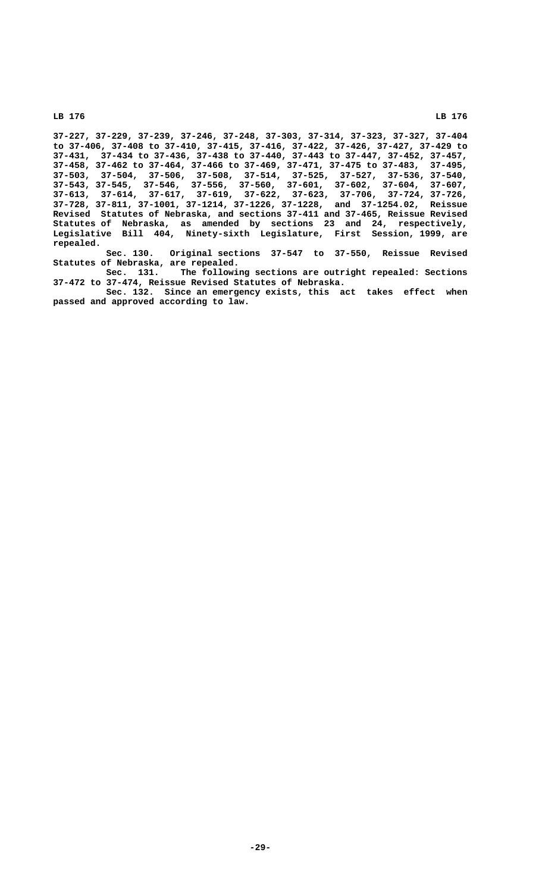37-227, 37-229, 37-239, 37-246, 37-248, 37-303, 37-314, 37-323, 37-327, 37-404 to 37-406, 37-408 to 37-410, 37-415, 37-416, 37-422, 37-426, 37-427, 37-429 to 37-431, 37-434 to 37-436, 37-438 to 37-440, 37-443 to 37-447, 37-452, 37-457, 37-458, 37-462 to 37-464, 37-466 to 37-469, 37-471, 37-475 to 37-483, 37-495, 37-503, 37-504, 37-506, 37-508, 37-514, 37-525, 37-527, 37-536, 37-540, 37-543, 37-545, 37-546, 37-556, 37-560, 37-601, 37-602, 37-604, 37-607, 37-613, 37-614, 37-617, 37-619, 37-622, 37-623, 37-706, 37-724, 37-726, 37-728, 37-811, 37-1001, 37-1214, 37-1226, 37-1228, and 37-1254.02, Reissue Revised Statutes of Nebraska, and sections 37-411 and 37-465, Reissue Revised Statutes of Nebraska, as amended by sections 23 and 24, respectively, Legislative Bill 404, Ninety-sixth Legislature, First Session, 1999, are repealed.

Sec. 130. Original sections 37-547 to 37-550, Reissue Revised Statutes of Nebraska, are repealed.

Sec. 131. The following sections are outright repealed: Sections 37-472 to 37-474, Reissue Revised Statutes of Nebraska.

Sec. 132. Since an emergency exists, this act takes effect when passed and approved according to law.